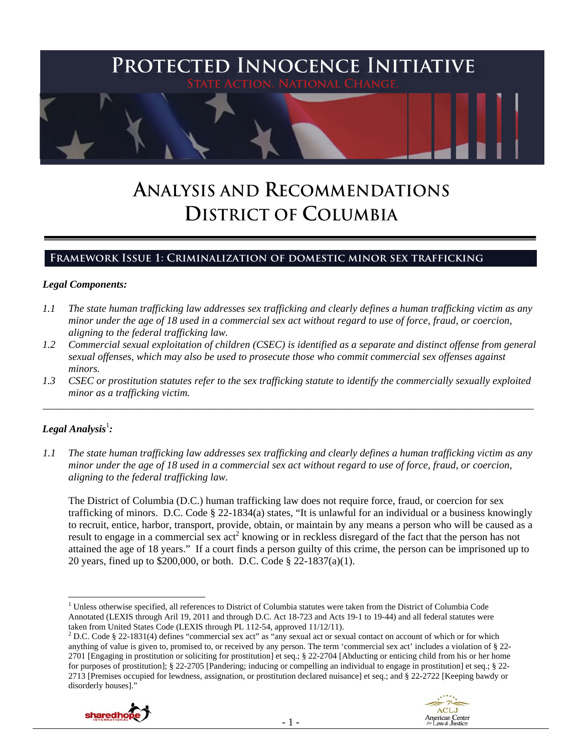# Protected Innocence Initiative

State Action. National Change.

# Analysis and Recommendations District of Columbia

## Framework Issue 1: Criminalization of domestic minor sex trafficking

### *Legal Components:*

*1.1 The state human trafficking law addresses sex trafficking and clearly defines a human trafficking victim as any minor under the age of 18 used in a commercial sex act without regard to use of force, fraud, or coercion, aligning to the federal trafficking law.*

*1.2 Commercial sexual exploitation of children (CSEC) is identified as a separate and distinct offense from general sexual offenses, which may also be used to prosecute those who commit commercial sex offenses against minors.*

*1.3 CSEC or prostitution statutes refer to the sex trafficking statute to identify the commercially sexually exploited minor as a trafficking victim.*

---

### *Legal Analysis*[1]*:*

*1.1 The state human trafficking law addresses sex trafficking and clearly defines a human trafficking victim as any minor under the age of 18 used in a commercial sex act without regard to use of force, fraud, or coercion, aligning to the federal trafficking law.*

The District of Columbia (D.C.) human trafficking law does not require force, fraud, or coercion for sex trafficking of minors. D.C. Code § 22-1834(a) states, "It is unlawful for an individual or a business knowingly to recruit, entice, harbor, transport, provide, obtain, or maintain by any means a person who will be caused as a result to engage in a commercial sex act[2] knowing or in reckless disregard of the fact that the person has not attained the age of 18 years." If a court finds a person guilty of this crime, the person can be imprisoned up to 20 years, fined up to $200,000, or both. D.C. Code § 22-1837(a)(1).

---

[1] Unless otherwise specified, all references to District of Columbia statutes were taken from the District of Columbia Code Annotated (LEXIS through Aril 19, 2011 and through D.C. Act 18-723 and Acts 19-1 to 19-44) and all federal statutes were taken from United States Code (LEXIS through PL 112-54, approved 11/12/11).

[2] D.C. Code § 22-1831(4) defines "commercial sex act" as "any sexual act or sexual contact on account of which or for which anything of value is given to, promised to, or received by any person. The term 'commercial sex act' includes a violation of § 22-2701 [Engaging in prostitution or soliciting for prostitution] et seq.; § 22-2704 [Abducting or enticing child from his or her home for purposes of prostitution]; § 22-2705 [Pandering; inducing or compelling an individual to engage in prostitution] et seq.; § 22-2713 [Premises occupied for lewdness, assignation, or prostitution declared nuisance] et seq.; and § 22-2722 [Keeping bawdy or disorderly houses]."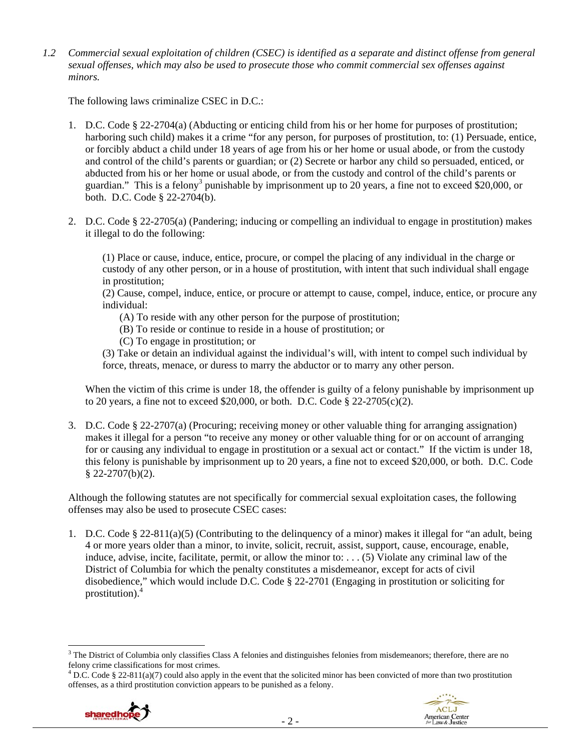*1.2 Commercial sexual exploitation of children (CSEC) is identified as a separate and distinct offense from general sexual offenses, which may also be used to prosecute those who commit commercial sex offenses against minors.*

The following laws criminalize CSEC in D.C.:

1. D.C. Code § 22-2704(a) (Abducting or enticing child from his or her home for purposes of prostitution; harboring such child) makes it a crime "for any person, for purposes of prostitution, to: (1) Persuade, entice, or forcibly abduct a child under 18 years of age from his or her home or usual abode, or from the custody and control of the child's parents or guardian; or (2) Secrete or harbor any child so persuaded, enticed, or abducted from his or her home or usual abode, or from the custody and control of the child's parents or guardian." This is a felony[3] punishable by imprisonment up to 20 years, a fine not to exceed $20,000, or both. D.C. Code § 22-2704(b).

2. D.C. Code § 22-2705(a) (Pandering; inducing or compelling an individual to engage in prostitution) makes it illegal to do the following:

   (1) Place or cause, induce, entice, procure, or compel the placing of any individual in the charge or custody of any other person, or in a house of prostitution, with intent that such individual shall engage in prostitution;
   (2) Cause, compel, induce, entice, or procure or attempt to cause, compel, induce, entice, or procure any individual:
   - (A) To reside with any other person for the purpose of prostitution;
   - (B) To reside or continue to reside in a house of prostitution; or
   - (C) To engage in prostitution; or

   (3) Take or detain an individual against the individual's will, with intent to compel such individual by force, threats, menace, or duress to marry the abductor or to marry any other person.

   When the victim of this crime is under 18, the offender is guilty of a felony punishable by imprisonment up to 20 years, a fine not to exceed $20,000, or both. D.C. Code § 22-2705(c)(2).

3. D.C. Code § 22-2707(a) (Procuring; receiving money or other valuable thing for arranging assignation) makes it illegal for a person "to receive any money or other valuable thing for or on account of arranging for or causing any individual to engage in prostitution or a sexual act or contact." If the victim is under 18, this felony is punishable by imprisonment up to 20 years, a fine not to exceed $20,000, or both. D.C. Code § 22-2707(b)(2).

Although the following statutes are not specifically for commercial sexual exploitation cases, the following offenses may also be used to prosecute CSEC cases:

1. D.C. Code § 22-811(a)(5) (Contributing to the delinquency of a minor) makes it illegal for "an adult, being 4 or more years older than a minor, to invite, solicit, recruit, assist, support, cause, encourage, enable, induce, advise, incite, facilitate, permit, or allow the minor to: . . . (5) Violate any criminal law of the District of Columbia for which the penalty constitutes a misdemeanor, except for acts of civil disobedience," which would include D.C. Code § 22-2701 (Engaging in prostitution or soliciting for prostitution).[4]

---

[3] The District of Columbia only classifies Class A felonies and distinguishes felonies from misdemeanors; therefore, there are no felony crime classifications for most crimes.

[4] D.C. Code § 22-811(a)(7) could also apply in the event that the solicited minor has been convicted of more than two prostitution offenses, as a third prostitution conviction appears to be punished as a felony.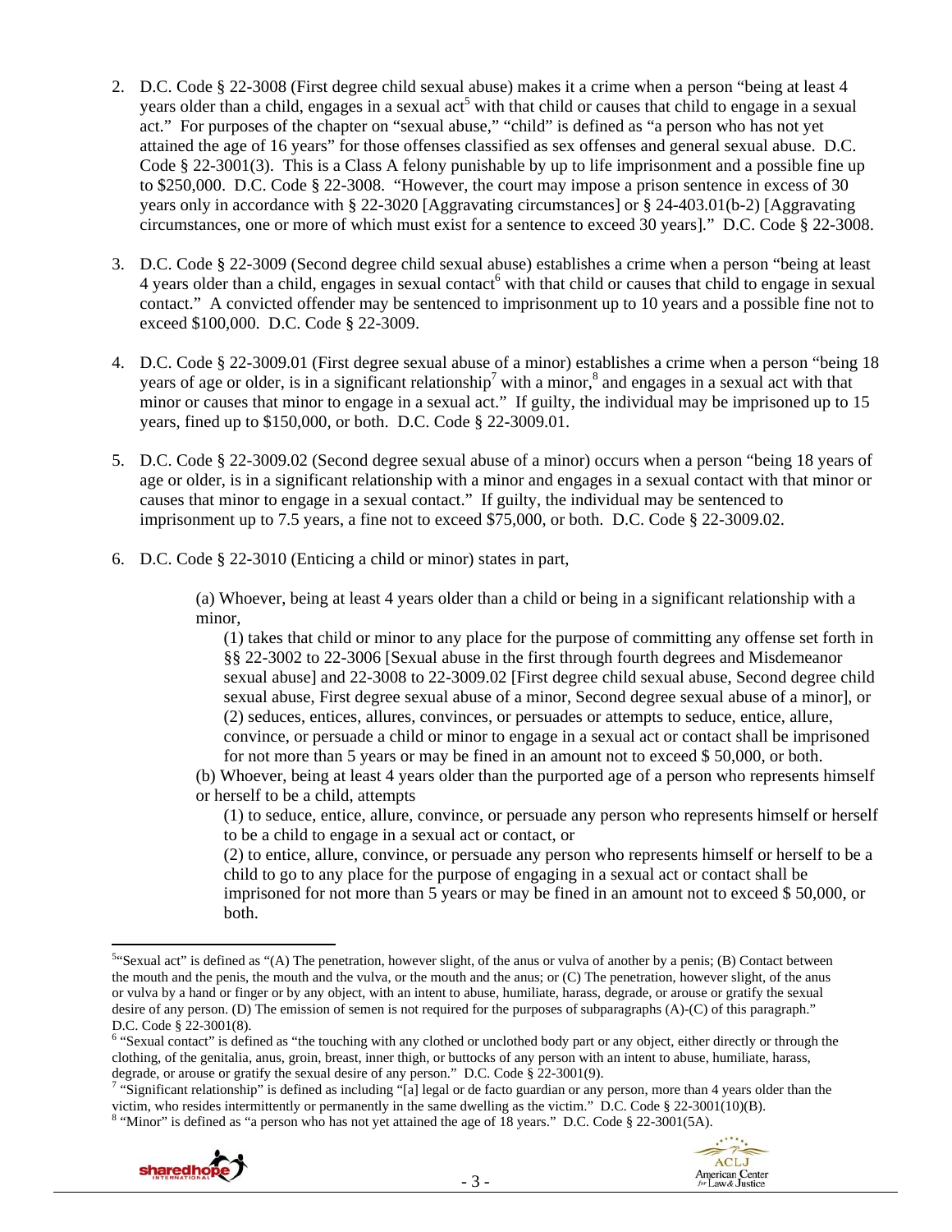2. D.C. Code § 22-3008 (First degree child sexual abuse) makes it a crime when a person "being at least 4 years older than a child, engages in a sexual act[5] with that child or causes that child to engage in a sexual act." For purposes of the chapter on "sexual abuse," "child" is defined as "a person who has not yet attained the age of 16 years" for those offenses classified as sex offenses and general sexual abuse. D.C. Code § 22-3001(3). This is a Class A felony punishable by up to life imprisonment and a possible fine up to $250,000. D.C. Code § 22-3008. "However, the court may impose a prison sentence in excess of 30 years only in accordance with § 22-3020 [Aggravating circumstances] or § 24-403.01(b-2) [Aggravating circumstances, one or more of which must exist for a sentence to exceed 30 years]." D.C. Code § 22-3008.

3. D.C. Code § 22-3009 (Second degree child sexual abuse) establishes a crime when a person "being at least 4 years older than a child, engages in sexual contact[6] with that child or causes that child to engage in sexual contact." A convicted offender may be sentenced to imprisonment up to 10 years and a possible fine not to exceed $100,000. D.C. Code § 22-3009.

4. D.C. Code § 22-3009.01 (First degree sexual abuse of a minor) establishes a crime when a person "being 18 years of age or older, is in a significant relationship[7] with a minor,[8] and engages in a sexual act with that minor or causes that minor to engage in a sexual act." If guilty, the individual may be imprisoned up to 15 years, fined up to $150,000, or both. D.C. Code § 22-3009.01.

5. D.C. Code § 22-3009.02 (Second degree sexual abuse of a minor) occurs when a person "being 18 years of age or older, is in a significant relationship with a minor and engages in a sexual contact with that minor or causes that minor to engage in a sexual contact." If guilty, the individual may be sentenced to imprisonment up to 7.5 years, a fine not to exceed $75,000, or both. D.C. Code § 22-3009.02.

6. D.C. Code § 22-3010 (Enticing a child or minor) states in part,

> (a) Whoever, being at least 4 years older than a child or being in a significant relationship with a minor,
>
> (1) takes that child or minor to any place for the purpose of committing any offense set forth in §§ 22-3002 to 22-3006 [Sexual abuse in the first through fourth degrees and Misdemeanor sexual abuse] and 22-3008 to 22-3009.02 [First degree child sexual abuse, Second degree child sexual abuse, First degree sexual abuse of a minor, Second degree sexual abuse of a minor], or
> (2) seduces, entices, allures, convinces, or persuades or attempts to seduce, entice, allure, convince, or persuade a child or minor to engage in a sexual act or contact shall be imprisoned for not more than 5 years or may be fined in an amount not to exceed $ 50,000, or both.
>
> (b) Whoever, being at least 4 years older than the purported age of a person who represents himself or herself to be a child, attempts
>
> (1) to seduce, entice, allure, convince, or persuade any person who represents himself or herself to be a child to engage in a sexual act or contact, or
> (2) to entice, allure, convince, or persuade any person who represents himself or herself to be a child to go to any place for the purpose of engaging in a sexual act or contact shall be imprisoned for not more than 5 years or may be fined in an amount not to exceed $ 50,000, or both.

---

[5] "Sexual act" is defined as "(A) The penetration, however slight, of the anus or vulva of another by a penis; (B) Contact between the mouth and the penis, the mouth and the vulva, or the mouth and the anus; or (C) The penetration, however slight, of the anus or vulva by a hand or finger or by any object, with an intent to abuse, humiliate, harass, degrade, or arouse or gratify the sexual desire of any person. (D) The emission of semen is not required for the purposes of subparagraphs (A)-(C) of this paragraph." D.C. Code § 22-3001(8).

[6] "Sexual contact" is defined as "the touching with any clothed or unclothed body part or any object, either directly or through the clothing, of the genitalia, anus, groin, breast, inner thigh, or buttocks of any person with an intent to abuse, humiliate, harass, degrade, or arouse or gratify the sexual desire of any person." D.C. Code § 22-3001(9).

[7] "Significant relationship" is defined as including "[a] legal or de facto guardian or any person, more than 4 years older than the victim, who resides intermittently or permanently in the same dwelling as the victim." D.C. Code § 22-3001(10)(B).

[8] "Minor" is defined as "a person who has not yet attained the age of 18 years." D.C. Code § 22-3001(5A).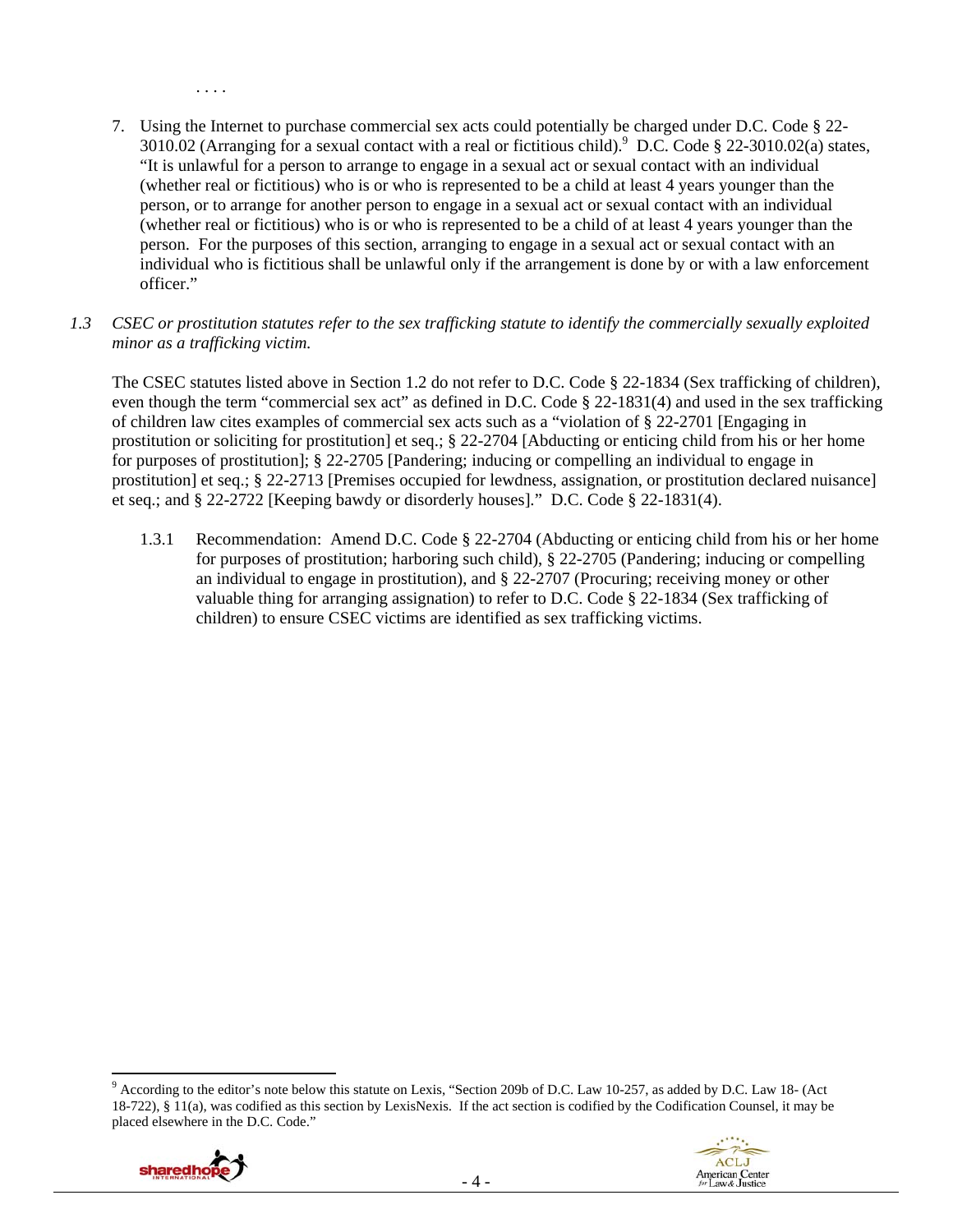. . . .

7. Using the Internet to purchase commercial sex acts could potentially be charged under D.C. Code § 22-3010.02 (Arranging for a sexual contact with a real or fictitious child).[9] D.C. Code § 22-3010.02(a) states, "It is unlawful for a person to arrange to engage in a sexual act or sexual contact with an individual (whether real or fictitious) who is or who is represented to be a child at least 4 years younger than the person, or to arrange for another person to engage in a sexual act or sexual contact with an individual (whether real or fictitious) who is or who is represented to be a child of at least 4 years younger than the person. For the purposes of this section, arranging to engage in a sexual act or sexual contact with an individual who is fictitious shall be unlawful only if the arrangement is done by or with a law enforcement officer."

*1.3 CSEC or prostitution statutes refer to the sex trafficking statute to identify the commercially sexually exploited minor as a trafficking victim.*

The CSEC statutes listed above in Section 1.2 do not refer to D.C. Code § 22-1834 (Sex trafficking of children), even though the term "commercial sex act" as defined in D.C. Code § 22-1831(4) and used in the sex trafficking of children law cites examples of commercial sex acts such as a "violation of § 22-2701 [Engaging in prostitution or soliciting for prostitution] et seq.; § 22-2704 [Abducting or enticing child from his or her home for purposes of prostitution]; § 22-2705 [Pandering; inducing or compelling an individual to engage in prostitution] et seq.; § 22-2713 [Premises occupied for lewdness, assignation, or prostitution declared nuisance] et seq.; and § 22-2722 [Keeping bawdy or disorderly houses]." D.C. Code § 22-1831(4).

1.3.1 Recommendation: Amend D.C. Code § 22-2704 (Abducting or enticing child from his or her home for purposes of prostitution; harboring such child), § 22-2705 (Pandering; inducing or compelling an individual to engage in prostitution), and § 22-2707 (Procuring; receiving money or other valuable thing for arranging assignation) to refer to D.C. Code § 22-1834 (Sex trafficking of children) to ensure CSEC victims are identified as sex trafficking victims.

---

[9] According to the editor's note below this statute on Lexis, "Section 209b of D.C. Law 10-257, as added by D.C. Law 18- (Act 18-722), § 11(a), was codified as this section by LexisNexis. If the act section is codified by the Codification Counsel, it may be placed elsewhere in the D.C. Code."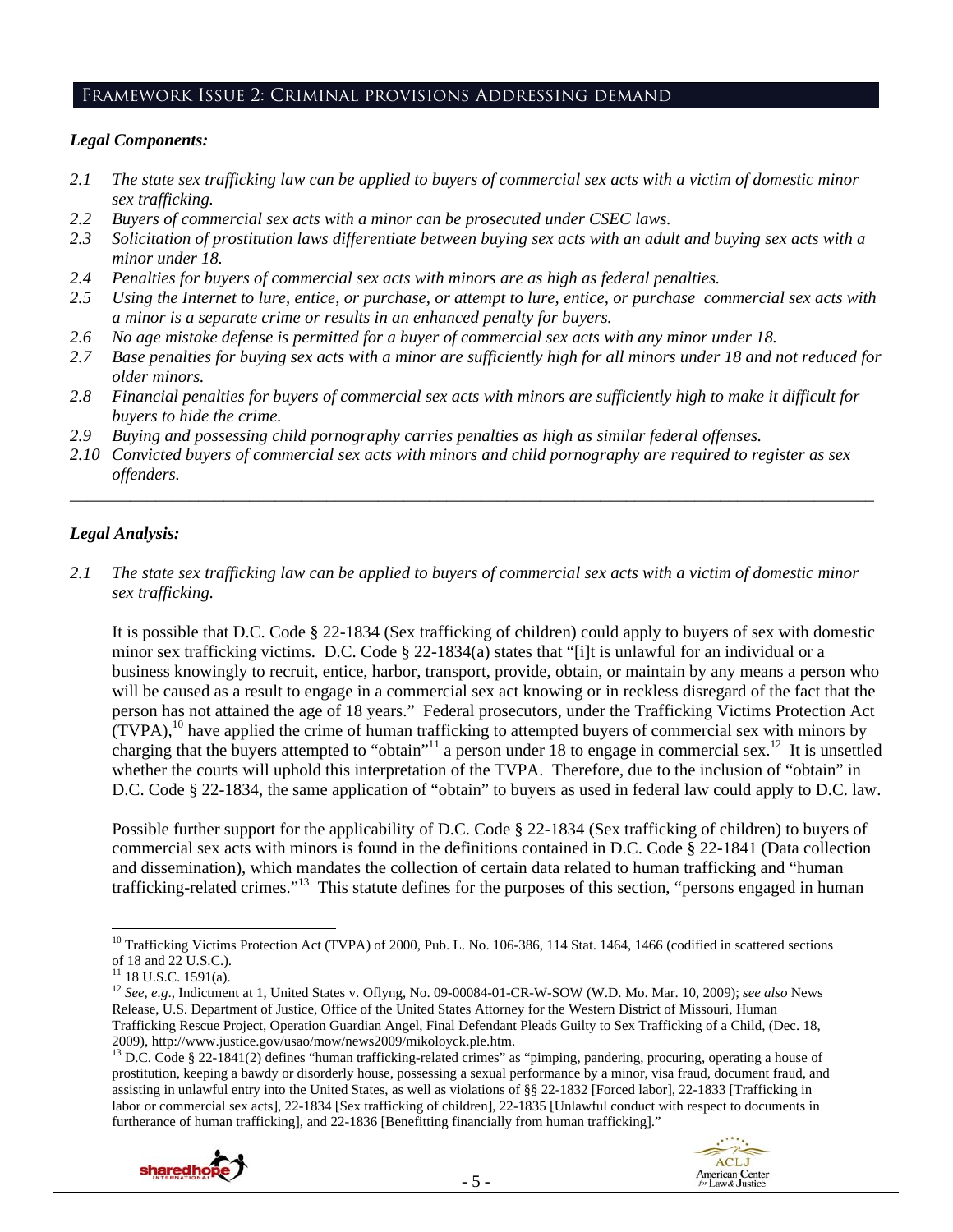## Framework Issue 2: Criminal provisions Addressing demand

***Legal Components:***

*2.1 The state sex trafficking law can be applied to buyers of commercial sex acts with a victim of domestic minor sex trafficking.*

*2.2 Buyers of commercial sex acts with a minor can be prosecuted under CSEC laws.*

*2.3 Solicitation of prostitution laws differentiate between buying sex acts with an adult and buying sex acts with a minor under 18.*

*2.4 Penalties for buyers of commercial sex acts with minors are as high as federal penalties.*

*2.5 Using the Internet to lure, entice, or purchase, or attempt to lure, entice, or purchase commercial sex acts with a minor is a separate crime or results in an enhanced penalty for buyers.*

*2.6 No age mistake defense is permitted for a buyer of commercial sex acts with any minor under 18.*

*2.7 Base penalties for buying sex acts with a minor are sufficiently high for all minors under 18 and not reduced for older minors.*

*2.8 Financial penalties for buyers of commercial sex acts with minors are sufficiently high to make it difficult for buyers to hide the crime.*

*2.9 Buying and possessing child pornography carries penalties as high as similar federal offenses.*

*2.10 Convicted buyers of commercial sex acts with minors and child pornography are required to register as sex offenders.*

---

***Legal Analysis:***

*2.1 The state sex trafficking law can be applied to buyers of commercial sex acts with a victim of domestic minor sex trafficking.*

It is possible that D.C. Code § 22-1834 (Sex trafficking of children) could apply to buyers of sex with domestic minor sex trafficking victims. D.C. Code § 22-1834(a) states that "[i]t is unlawful for an individual or a business knowingly to recruit, entice, harbor, transport, provide, obtain, or maintain by any means a person who will be caused as a result to engage in a commercial sex act knowing or in reckless disregard of the fact that the person has not attained the age of 18 years." Federal prosecutors, under the Trafficking Victims Protection Act (TVPA),[10] have applied the crime of human trafficking to attempted buyers of commercial sex with minors by charging that the buyers attempted to "obtain"[11] a person under 18 to engage in commercial sex.[12] It is unsettled whether the courts will uphold this interpretation of the TVPA. Therefore, due to the inclusion of "obtain" in D.C. Code § 22-1834, the same application of "obtain" to buyers as used in federal law could apply to D.C. law.

Possible further support for the applicability of D.C. Code § 22-1834 (Sex trafficking of children) to buyers of commercial sex acts with minors is found in the definitions contained in D.C. Code § 22-1841 (Data collection and dissemination), which mandates the collection of certain data related to human trafficking and "human trafficking-related crimes."[13] This statute defines for the purposes of this section, "persons engaged in human

---

[10] Trafficking Victims Protection Act (TVPA) of 2000, Pub. L. No. 106-386, 114 Stat. 1464, 1466 (codified in scattered sections of 18 and 22 U.S.C.).

[11] 18 U.S.C. 1591(a).

[12] *See, e.g*., Indictment at 1, United States v. Oflyng, No. 09-00084-01-CR-W-SOW (W.D. Mo. Mar. 10, 2009); *see also* News Release, U.S. Department of Justice, Office of the United States Attorney for the Western District of Missouri, Human Trafficking Rescue Project, Operation Guardian Angel, Final Defendant Pleads Guilty to Sex Trafficking of a Child, (Dec. 18, 2009), http://www.justice.gov/usao/mow/news2009/mikoloyck.ple.htm.

[13] D.C. Code § 22-1841(2) defines "human trafficking-related crimes" as "pimping, pandering, procuring, operating a house of prostitution, keeping a bawdy or disorderly house, possessing a sexual performance by a minor, visa fraud, document fraud, and assisting in unlawful entry into the United States, as well as violations of §§ 22-1832 [Forced labor], 22-1833 [Trafficking in labor or commercial sex acts], 22-1834 [Sex trafficking of children], 22-1835 [Unlawful conduct with respect to documents in furtherance of human trafficking], and 22-1836 [Benefitting financially from human trafficking]."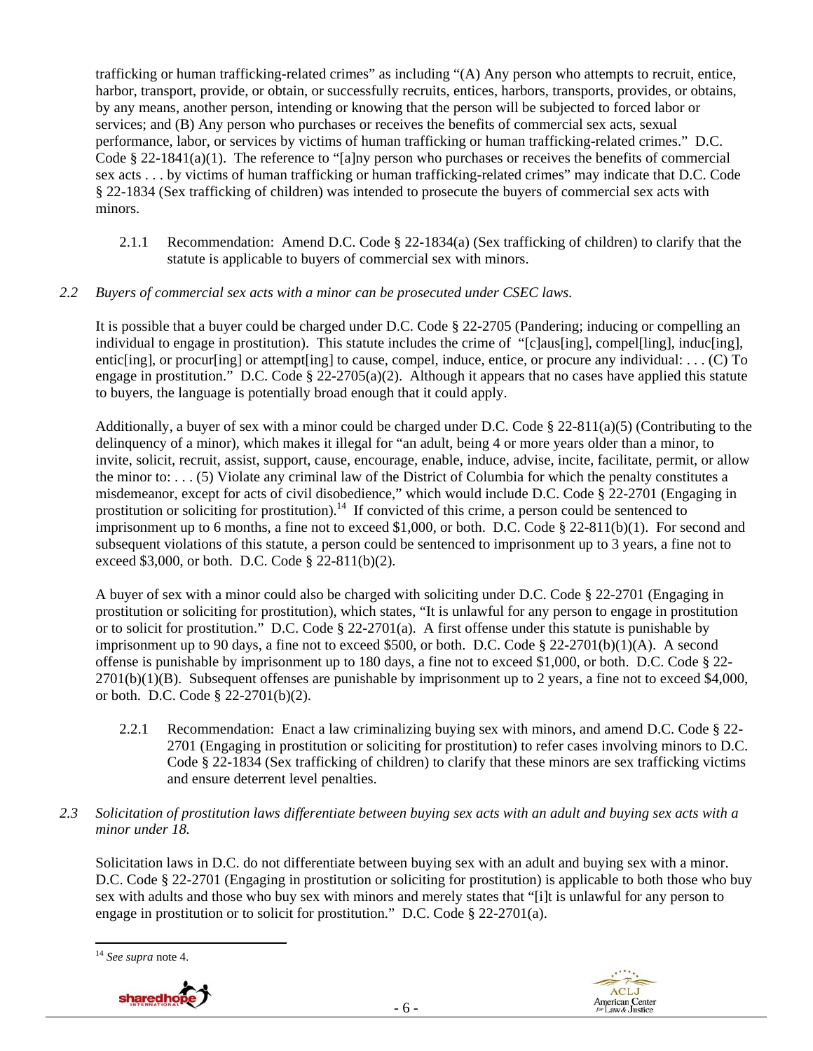trafficking or human trafficking-related crimes" as including "(A) Any person who attempts to recruit, entice, harbor, transport, provide, or obtain, or successfully recruits, entices, harbors, transports, provides, or obtains, by any means, another person, intending or knowing that the person will be subjected to forced labor or services; and (B) Any person who purchases or receives the benefits of commercial sex acts, sexual performance, labor, or services by victims of human trafficking or human trafficking-related crimes." D.C. Code § 22-1841(a)(1). The reference to "[a]ny person who purchases or receives the benefits of commercial sex acts . . . by victims of human trafficking or human trafficking-related crimes" may indicate that D.C. Code § 22-1834 (Sex trafficking of children) was intended to prosecute the buyers of commercial sex acts with minors.

2.1.1 Recommendation: Amend D.C. Code § 22-1834(a) (Sex trafficking of children) to clarify that the statute is applicable to buyers of commercial sex with minors.

*2.2 Buyers of commercial sex acts with a minor can be prosecuted under CSEC laws.*

It is possible that a buyer could be charged under D.C. Code § 22-2705 (Pandering; inducing or compelling an individual to engage in prostitution). This statute includes the crime of "[c]aus[ing], compel[ling], induc[ing], entic[ing], or procur[ing] or attempt[ing] to cause, compel, induce, entice, or procure any individual: . . . (C) To engage in prostitution." D.C. Code § 22-2705(a)(2). Although it appears that no cases have applied this statute to buyers, the language is potentially broad enough that it could apply.

Additionally, a buyer of sex with a minor could be charged under D.C. Code § 22-811(a)(5) (Contributing to the delinquency of a minor), which makes it illegal for "an adult, being 4 or more years older than a minor, to invite, solicit, recruit, assist, support, cause, encourage, enable, induce, advise, incite, facilitate, permit, or allow the minor to: . . . (5) Violate any criminal law of the District of Columbia for which the penalty constitutes a misdemeanor, except for acts of civil disobedience," which would include D.C. Code § 22-2701 (Engaging in prostitution or soliciting for prostitution).[14] If convicted of this crime, a person could be sentenced to imprisonment up to 6 months, a fine not to exceed $1,000, or both. D.C. Code § 22-811(b)(1). For second and subsequent violations of this statute, a person could be sentenced to imprisonment up to 3 years, a fine not to exceed $3,000, or both. D.C. Code § 22-811(b)(2).

A buyer of sex with a minor could also be charged with soliciting under D.C. Code § 22-2701 (Engaging in prostitution or soliciting for prostitution), which states, "It is unlawful for any person to engage in prostitution or to solicit for prostitution." D.C. Code § 22-2701(a). A first offense under this statute is punishable by imprisonment up to 90 days, a fine not to exceed $500, or both. D.C. Code § 22-2701(b)(1)(A). A second offense is punishable by imprisonment up to 180 days, a fine not to exceed $1,000, or both. D.C. Code § 22-2701(b)(1)(B). Subsequent offenses are punishable by imprisonment up to 2 years, a fine not to exceed $4,000, or both. D.C. Code § 22-2701(b)(2).

2.2.1 Recommendation: Enact a law criminalizing buying sex with minors, and amend D.C. Code § 22-2701 (Engaging in prostitution or soliciting for prostitution) to refer cases involving minors to D.C. Code § 22-1834 (Sex trafficking of children) to clarify that these minors are sex trafficking victims and ensure deterrent level penalties.

*2.3 Solicitation of prostitution laws differentiate between buying sex acts with an adult and buying sex acts with a minor under 18.*

Solicitation laws in D.C. do not differentiate between buying sex with an adult and buying sex with a minor. D.C. Code § 22-2701 (Engaging in prostitution or soliciting for prostitution) is applicable to both those who buy sex with adults and those who buy sex with minors and merely states that "[i]t is unlawful for any person to engage in prostitution or to solicit for prostitution." D.C. Code § 22-2701(a).

[14] *See supra* note 4.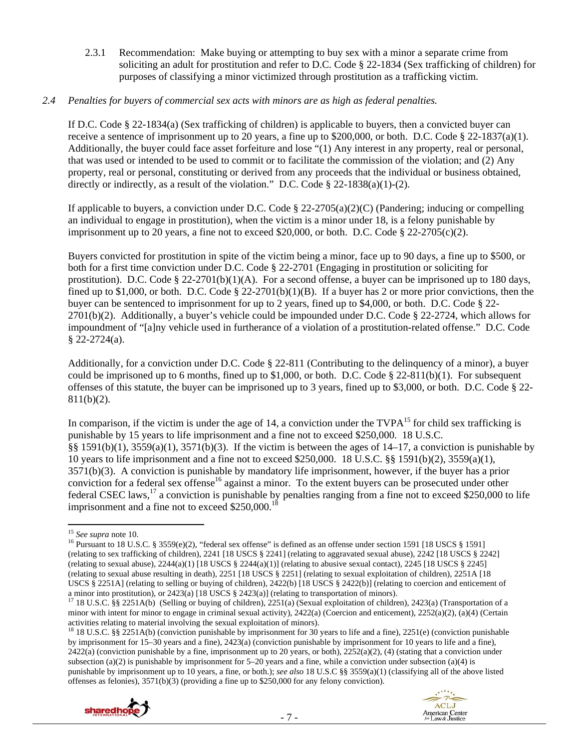2.3.1 Recommendation: Make buying or attempting to buy sex with a minor a separate crime from soliciting an adult for prostitution and refer to D.C. Code § 22-1834 (Sex trafficking of children) for purposes of classifying a minor victimized through prostitution as a trafficking victim.

*2.4 Penalties for buyers of commercial sex acts with minors are as high as federal penalties.*

If D.C. Code § 22-1834(a) (Sex trafficking of children) is applicable to buyers, then a convicted buyer can receive a sentence of imprisonment up to 20 years, a fine up to $200,000, or both. D.C. Code § 22-1837(a)(1). Additionally, the buyer could face asset forfeiture and lose "(1) Any interest in any property, real or personal, that was used or intended to be used to commit or to facilitate the commission of the violation; and (2) Any property, real or personal, constituting or derived from any proceeds that the individual or business obtained, directly or indirectly, as a result of the violation." D.C. Code § 22-1838(a)(1)-(2).

If applicable to buyers, a conviction under D.C. Code § 22-2705(a)(2)(C) (Pandering; inducing or compelling an individual to engage in prostitution), when the victim is a minor under 18, is a felony punishable by imprisonment up to 20 years, a fine not to exceed $20,000, or both. D.C. Code § 22-2705(c)(2).

Buyers convicted for prostitution in spite of the victim being a minor, face up to 90 days, a fine up to $500, or both for a first time conviction under D.C. Code § 22-2701 (Engaging in prostitution or soliciting for prostitution). D.C. Code § 22-2701(b)(1)(A). For a second offense, a buyer can be imprisoned up to 180 days, fined up to $1,000, or both. D.C. Code § 22-2701(b)(1)(B). If a buyer has 2 or more prior convictions, then the buyer can be sentenced to imprisonment for up to 2 years, fined up to $4,000, or both. D.C. Code § 22-2701(b)(2). Additionally, a buyer's vehicle could be impounded under D.C. Code § 22-2724, which allows for impoundment of "[a]ny vehicle used in furtherance of a violation of a prostitution-related offense." D.C. Code § 22-2724(a).

Additionally, for a conviction under D.C. Code § 22-811 (Contributing to the delinquency of a minor), a buyer could be imprisoned up to 6 months, fined up to $1,000, or both. D.C. Code § 22-811(b)(1). For subsequent offenses of this statute, the buyer can be imprisoned up to 3 years, fined up to $3,000, or both. D.C. Code § 22-811(b)(2).

In comparison, if the victim is under the age of 14, a conviction under the TVPA[15] for child sex trafficking is punishable by 15 years to life imprisonment and a fine not to exceed $250,000. 18 U.S.C. §§ 1591(b)(1), 3559(a)(1), 3571(b)(3). If the victim is between the ages of 14–17, a conviction is punishable by 10 years to life imprisonment and a fine not to exceed $250,000. 18 U.S.C. §§ 1591(b)(2), 3559(a)(1), 3571(b)(3). A conviction is punishable by mandatory life imprisonment, however, if the buyer has a prior conviction for a federal sex offense[16] against a minor. To the extent buyers can be prosecuted under other federal CSEC laws,[17] a conviction is punishable by penalties ranging from a fine not to exceed $250,000 to life imprisonment and a fine not to exceed $250,000.[18]

---

[15] *See supra* note 10.

[16] Pursuant to 18 U.S.C. § 3559(e)(2), "federal sex offense" is defined as an offense under section 1591 [18 USCS § 1591] (relating to sex trafficking of children), 2241 [18 USCS § 2241] (relating to aggravated sexual abuse), 2242 [18 USCS § 2242] (relating to sexual abuse), 2244(a)(1) [18 USCS § 2244(a)(1)] (relating to abusive sexual contact), 2245 [18 USCS § 2245] (relating to sexual abuse resulting in death), 2251 [18 USCS § 2251] (relating to sexual exploitation of children), 2251A [18 USCS § 2251A] (relating to selling or buying of children), 2422(b) [18 USCS § 2422(b)] (relating to coercion and enticement of a minor into prostitution), or 2423(a) [18 USCS § 2423(a)] (relating to transportation of minors).

[17] 18 U.S.C. §§ 2251A(b) (Selling or buying of children), 2251(a) (Sexual exploitation of children), 2423(a) (Transportation of a minor with intent for minor to engage in criminal sexual activity), 2422(a) (Coercion and enticement), 2252(a)(2), (a)(4) (Certain activities relating to material involving the sexual exploitation of minors).

[18] 18 U.S.C. §§ 2251A(b) (conviction punishable by imprisonment for 30 years to life and a fine), 2251(e) (conviction punishable by imprisonment for 15–30 years and a fine), 2423(a) (conviction punishable by imprisonment for 10 years to life and a fine), 2422(a) (conviction punishable by a fine, imprisonment up to 20 years, or both), 2252(a)(2), (4) (stating that a conviction under subsection (a)(2) is punishable by imprisonment for 5–20 years and a fine, while a conviction under subsection (a)(4) is punishable by imprisonment up to 10 years, a fine, or both.); *see also* 18 U.S.C §§ 3559(a)(1) (classifying all of the above listed offenses as felonies), 3571(b)(3) (providing a fine up to $250,000 for any felony conviction).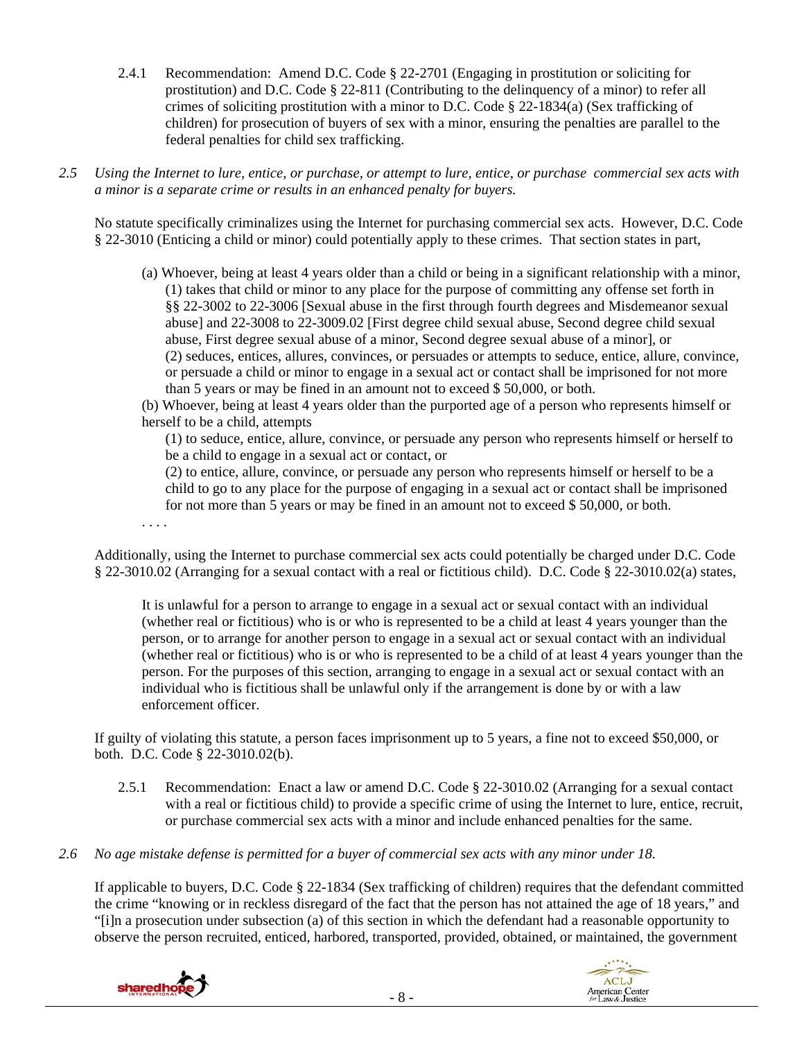2.4.1 Recommendation: Amend D.C. Code § 22-2701 (Engaging in prostitution or soliciting for prostitution) and D.C. Code § 22-811 (Contributing to the delinquency of a minor) to refer all crimes of soliciting prostitution with a minor to D.C. Code § 22-1834(a) (Sex trafficking of children) for prosecution of buyers of sex with a minor, ensuring the penalties are parallel to the federal penalties for child sex trafficking.

*2.5 Using the Internet to lure, entice, or purchase, or attempt to lure, entice, or purchase commercial sex acts with a minor is a separate crime or results in an enhanced penalty for buyers.*

No statute specifically criminalizes using the Internet for purchasing commercial sex acts. However, D.C. Code § 22-3010 (Enticing a child or minor) could potentially apply to these crimes. That section states in part,

> (a) Whoever, being at least 4 years older than a child or being in a significant relationship with a minor,
> (1) takes that child or minor to any place for the purpose of committing any offense set forth in §§ 22-3002 to 22-3006 [Sexual abuse in the first through fourth degrees and Misdemeanor sexual abuse] and 22-3008 to 22-3009.02 [First degree child sexual abuse, Second degree child sexual abuse, First degree sexual abuse of a minor, Second degree sexual abuse of a minor], or
> (2) seduces, entices, allures, convinces, or persuades or attempts to seduce, entice, allure, convince, or persuade a child or minor to engage in a sexual act or contact shall be imprisoned for not more than 5 years or may be fined in an amount not to exceed $ 50,000, or both.
> (b) Whoever, being at least 4 years older than the purported age of a person who represents himself or herself to be a child, attempts
> (1) to seduce, entice, allure, convince, or persuade any person who represents himself or herself to be a child to engage in a sexual act or contact, or
> (2) to entice, allure, convince, or persuade any person who represents himself or herself to be a child to go to any place for the purpose of engaging in a sexual act or contact shall be imprisoned for not more than 5 years or may be fined in an amount not to exceed $ 50,000, or both.
> . . . .

Additionally, using the Internet to purchase commercial sex acts could potentially be charged under D.C. Code § 22-3010.02 (Arranging for a sexual contact with a real or fictitious child). D.C. Code § 22-3010.02(a) states,

> It is unlawful for a person to arrange to engage in a sexual act or sexual contact with an individual (whether real or fictitious) who is or who is represented to be a child at least 4 years younger than the person, or to arrange for another person to engage in a sexual act or sexual contact with an individual (whether real or fictitious) who is or who is represented to be a child of at least 4 years younger than the person. For the purposes of this section, arranging to engage in a sexual act or sexual contact with an individual who is fictitious shall be unlawful only if the arrangement is done by or with a law enforcement officer.

If guilty of violating this statute, a person faces imprisonment up to 5 years, a fine not to exceed $50,000, or both. D.C. Code § 22-3010.02(b).

2.5.1 Recommendation: Enact a law or amend D.C. Code § 22-3010.02 (Arranging for a sexual contact with a real or fictitious child) to provide a specific crime of using the Internet to lure, entice, recruit, or purchase commercial sex acts with a minor and include enhanced penalties for the same.

*2.6 No age mistake defense is permitted for a buyer of commercial sex acts with any minor under 18.*

If applicable to buyers, D.C. Code § 22-1834 (Sex trafficking of children) requires that the defendant committed the crime "knowing or in reckless disregard of the fact that the person has not attained the age of 18 years," and "[i]n a prosecution under subsection (a) of this section in which the defendant had a reasonable opportunity to observe the person recruited, enticed, harbored, transported, provided, obtained, or maintained, the government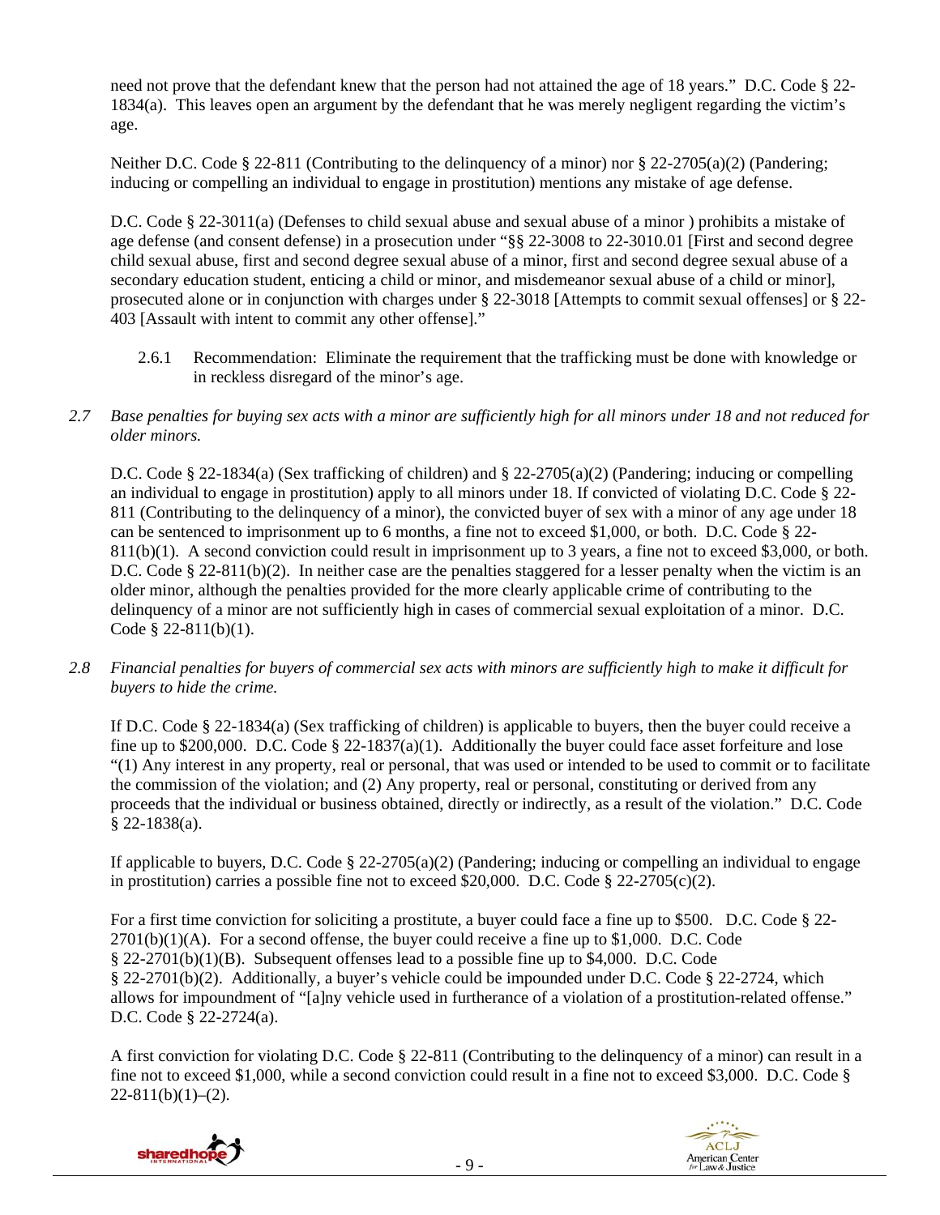need not prove that the defendant knew that the person had not attained the age of 18 years." D.C. Code § 22-1834(a). This leaves open an argument by the defendant that he was merely negligent regarding the victim's age.

Neither D.C. Code § 22-811 (Contributing to the delinquency of a minor) nor § 22-2705(a)(2) (Pandering; inducing or compelling an individual to engage in prostitution) mentions any mistake of age defense.

D.C. Code § 22-3011(a) (Defenses to child sexual abuse and sexual abuse of a minor ) prohibits a mistake of age defense (and consent defense) in a prosecution under "§§ 22-3008 to 22-3010.01 [First and second degree child sexual abuse, first and second degree sexual abuse of a minor, first and second degree sexual abuse of a secondary education student, enticing a child or minor, and misdemeanor sexual abuse of a child or minor], prosecuted alone or in conjunction with charges under § 22-3018 [Attempts to commit sexual offenses] or § 22-403 [Assault with intent to commit any other offense]."

2.6.1 Recommendation: Eliminate the requirement that the trafficking must be done with knowledge or in reckless disregard of the minor's age.

*2.7 Base penalties for buying sex acts with a minor are sufficiently high for all minors under 18 and not reduced for older minors.*

D.C. Code § 22-1834(a) (Sex trafficking of children) and § 22-2705(a)(2) (Pandering; inducing or compelling an individual to engage in prostitution) apply to all minors under 18. If convicted of violating D.C. Code § 22-811 (Contributing to the delinquency of a minor), the convicted buyer of sex with a minor of any age under 18 can be sentenced to imprisonment up to 6 months, a fine not to exceed $1,000, or both. D.C. Code § 22-811(b)(1). A second conviction could result in imprisonment up to 3 years, a fine not to exceed $3,000, or both. D.C. Code § 22-811(b)(2). In neither case are the penalties staggered for a lesser penalty when the victim is an older minor, although the penalties provided for the more clearly applicable crime of contributing to the delinquency of a minor are not sufficiently high in cases of commercial sexual exploitation of a minor. D.C. Code § 22-811(b)(1).

*2.8 Financial penalties for buyers of commercial sex acts with minors are sufficiently high to make it difficult for buyers to hide the crime.*

If D.C. Code § 22-1834(a) (Sex trafficking of children) is applicable to buyers, then the buyer could receive a fine up to $200,000. D.C. Code § 22-1837(a)(1). Additionally the buyer could face asset forfeiture and lose "(1) Any interest in any property, real or personal, that was used or intended to be used to commit or to facilitate the commission of the violation; and (2) Any property, real or personal, constituting or derived from any proceeds that the individual or business obtained, directly or indirectly, as a result of the violation." D.C. Code § 22-1838(a).

If applicable to buyers, D.C. Code § 22-2705(a)(2) (Pandering; inducing or compelling an individual to engage in prostitution) carries a possible fine not to exceed $20,000. D.C. Code § 22-2705(c)(2).

For a first time conviction for soliciting a prostitute, a buyer could face a fine up to $500. D.C. Code § 22-2701(b)(1)(A). For a second offense, the buyer could receive a fine up to $1,000. D.C. Code § 22-2701(b)(1)(B). Subsequent offenses lead to a possible fine up to $4,000. D.C. Code § 22-2701(b)(2). Additionally, a buyer's vehicle could be impounded under D.C. Code § 22-2724, which allows for impoundment of "[a]ny vehicle used in furtherance of a violation of a prostitution-related offense." D.C. Code § 22-2724(a).

A first conviction for violating D.C. Code § 22-811 (Contributing to the delinquency of a minor) can result in a fine not to exceed $1,000, while a second conviction could result in a fine not to exceed $3,000. D.C. Code § 22-811(b)(1)–(2).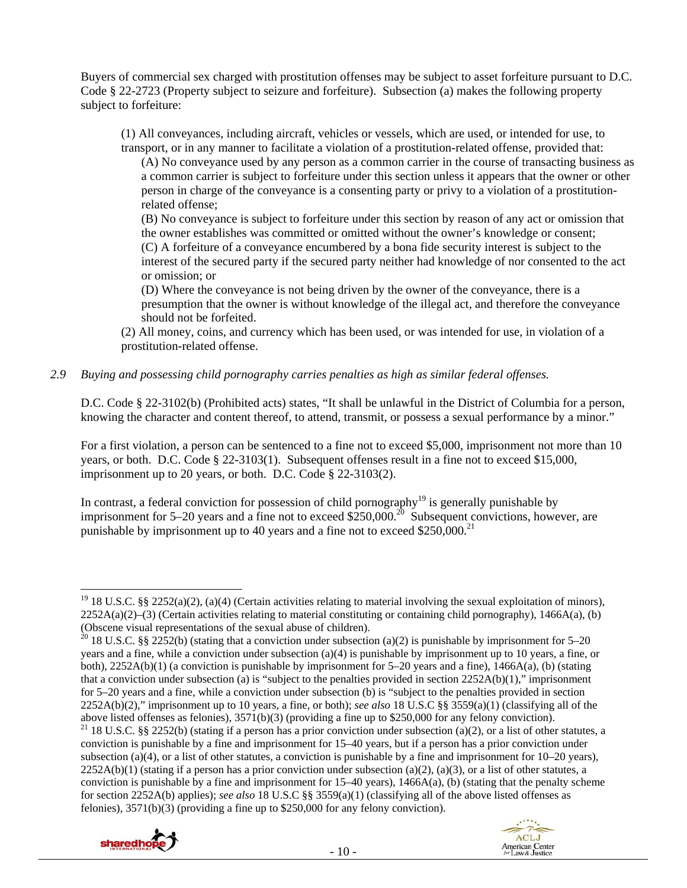Buyers of commercial sex charged with prostitution offenses may be subject to asset forfeiture pursuant to D.C. Code § 22-2723 (Property subject to seizure and forfeiture). Subsection (a) makes the following property subject to forfeiture:

> (1) All conveyances, including aircraft, vehicles or vessels, which are used, or intended for use, to transport, or in any manner to facilitate a violation of a prostitution-related offense, provided that:
>
> > (A) No conveyance used by any person as a common carrier in the course of transacting business as a common carrier is subject to forfeiture under this section unless it appears that the owner or other person in charge of the conveyance is a consenting party or privy to a violation of a prostitution-related offense;
> >
> > (B) No conveyance is subject to forfeiture under this section by reason of any act or omission that the owner establishes was committed or omitted without the owner's knowledge or consent;
> >
> > (C) A forfeiture of a conveyance encumbered by a bona fide security interest is subject to the interest of the secured party if the secured party neither had knowledge of nor consented to the act or omission; or
> >
> > (D) Where the conveyance is not being driven by the owner of the conveyance, there is a presumption that the owner is without knowledge of the illegal act, and therefore the conveyance should not be forfeited.
>
> (2) All money, coins, and currency which has been used, or was intended for use, in violation of a prostitution-related offense.

*2.9 Buying and possessing child pornography carries penalties as high as similar federal offenses.*

D.C. Code § 22-3102(b) (Prohibited acts) states, "It shall be unlawful in the District of Columbia for a person, knowing the character and content thereof, to attend, transmit, or possess a sexual performance by a minor."

For a first violation, a person can be sentenced to a fine not to exceed $5,000, imprisonment not more than 10 years, or both. D.C. Code § 22-3103(1). Subsequent offenses result in a fine not to exceed $15,000, imprisonment up to 20 years, or both. D.C. Code § 22-3103(2).

In contrast, a federal conviction for possession of child pornography[19] is generally punishable by imprisonment for 5–20 years and a fine not to exceed $250,000.[20] Subsequent convictions, however, are punishable by imprisonment up to 40 years and a fine not to exceed $250,000.[21]

---

[19] 18 U.S.C. §§ 2252(a)(2), (a)(4) (Certain activities relating to material involving the sexual exploitation of minors), 2252A(a)(2)–(3) (Certain activities relating to material constituting or containing child pornography), 1466A(a), (b) (Obscene visual representations of the sexual abuse of children).

[20] 18 U.S.C. §§ 2252(b) (stating that a conviction under subsection (a)(2) is punishable by imprisonment for 5–20 years and a fine, while a conviction under subsection (a)(4) is punishable by imprisonment up to 10 years, a fine, or both), 2252A(b)(1) (a conviction is punishable by imprisonment for 5–20 years and a fine), 1466A(a), (b) (stating that a conviction under subsection (a) is "subject to the penalties provided in section 2252A(b)(1)," imprisonment for 5–20 years and a fine, while a conviction under subsection (b) is "subject to the penalties provided in section 2252A(b)(2)," imprisonment up to 10 years, a fine, or both); *see also* 18 U.S.C §§ 3559(a)(1) (classifying all of the above listed offenses as felonies), 3571(b)(3) (providing a fine up to $250,000 for any felony conviction).

[21] 18 U.S.C. §§ 2252(b) (stating if a person has a prior conviction under subsection (a)(2), or a list of other statutes, a conviction is punishable by a fine and imprisonment for 15–40 years, but if a person has a prior conviction under subsection (a)(4), or a list of other statutes, a conviction is punishable by a fine and imprisonment for 10–20 years), 2252A(b)(1) (stating if a person has a prior conviction under subsection (a)(2), (a)(3), or a list of other statutes, a conviction is punishable by a fine and imprisonment for 15–40 years), 1466A(a), (b) (stating that the penalty scheme for section 2252A(b) applies); *see also* 18 U.S.C §§ 3559(a)(1) (classifying all of the above listed offenses as felonies), 3571(b)(3) (providing a fine up to $250,000 for any felony conviction).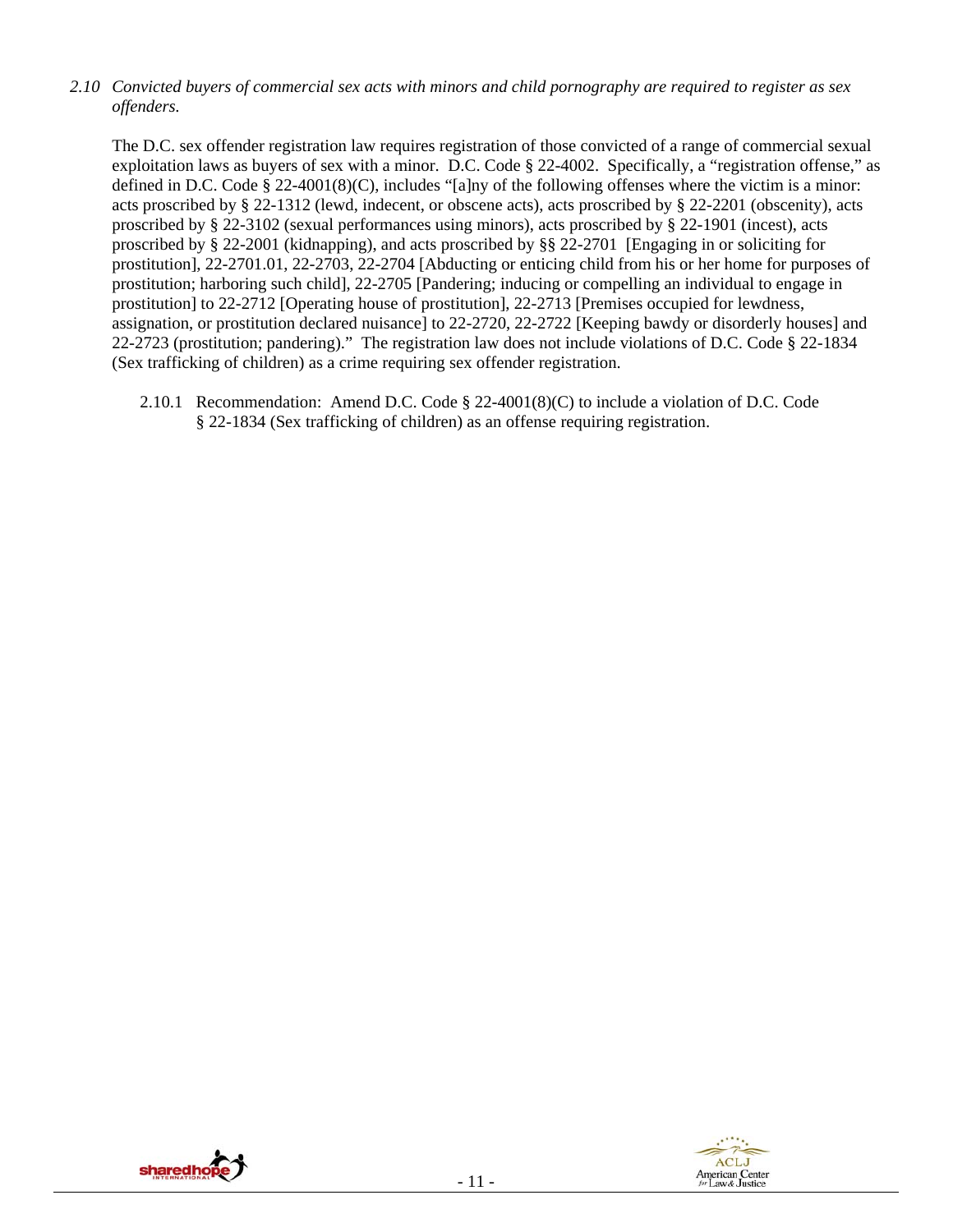*2.10 Convicted buyers of commercial sex acts with minors and child pornography are required to register as sex offenders.*

The D.C. sex offender registration law requires registration of those convicted of a range of commercial sexual exploitation laws as buyers of sex with a minor. D.C. Code § 22-4002. Specifically, a "registration offense," as defined in D.C. Code § 22-4001(8)(C), includes "[a]ny of the following offenses where the victim is a minor: acts proscribed by § 22-1312 (lewd, indecent, or obscene acts), acts proscribed by § 22-2201 (obscenity), acts proscribed by § 22-3102 (sexual performances using minors), acts proscribed by § 22-1901 (incest), acts proscribed by § 22-2001 (kidnapping), and acts proscribed by §§ 22-2701 [Engaging in or soliciting for prostitution], 22-2701.01, 22-2703, 22-2704 [Abducting or enticing child from his or her home for purposes of prostitution; harboring such child], 22-2705 [Pandering; inducing or compelling an individual to engage in prostitution] to 22-2712 [Operating house of prostitution], 22-2713 [Premises occupied for lewdness, assignation, or prostitution declared nuisance] to 22-2720, 22-2722 [Keeping bawdy or disorderly houses] and 22-2723 (prostitution; pandering)." The registration law does not include violations of D.C. Code § 22-1834 (Sex trafficking of children) as a crime requiring sex offender registration.

2.10.1 Recommendation: Amend D.C. Code § 22-4001(8)(C) to include a violation of D.C. Code § 22-1834 (Sex trafficking of children) as an offense requiring registration.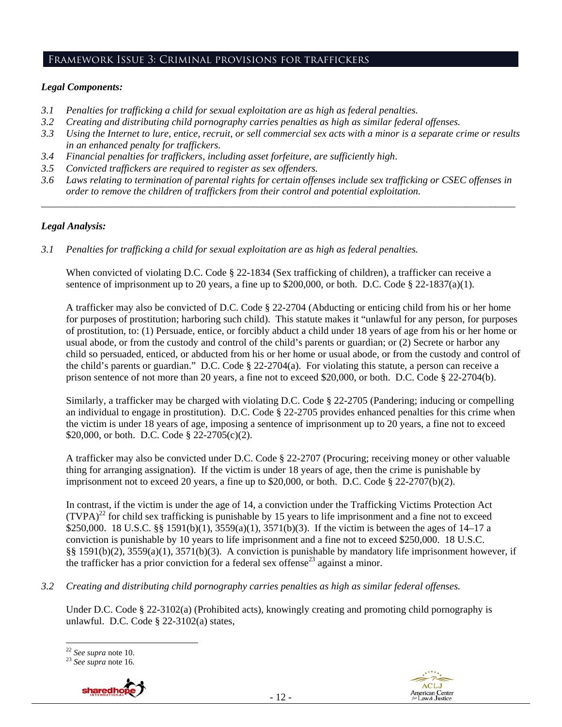## Framework Issue 3: Criminal provisions for traffickers

***Legal Components:***

- *3.1 Penalties for trafficking a child for sexual exploitation are as high as federal penalties.*
- *3.2 Creating and distributing child pornography carries penalties as high as similar federal offenses.*
- *3.3 Using the Internet to lure, entice, recruit, or sell commercial sex acts with a minor is a separate crime or results in an enhanced penalty for traffickers.*
- *3.4 Financial penalties for traffickers, including asset forfeiture, are sufficiently high.*
- *3.5 Convicted traffickers are required to register as sex offenders.*
- *3.6 Laws relating to termination of parental rights for certain offenses include sex trafficking or CSEC offenses in order to remove the children of traffickers from their control and potential exploitation.*

---

***Legal Analysis:***

*3.1 Penalties for trafficking a child for sexual exploitation are as high as federal penalties.*

When convicted of violating D.C. Code § 22-1834 (Sex trafficking of children), a trafficker can receive a sentence of imprisonment up to 20 years, a fine up to $200,000, or both. D.C. Code § 22-1837(a)(1).

A trafficker may also be convicted of D.C. Code § 22-2704 (Abducting or enticing child from his or her home for purposes of prostitution; harboring such child). This statute makes it "unlawful for any person, for purposes of prostitution, to: (1) Persuade, entice, or forcibly abduct a child under 18 years of age from his or her home or usual abode, or from the custody and control of the child's parents or guardian; or (2) Secrete or harbor any child so persuaded, enticed, or abducted from his or her home or usual abode, or from the custody and control of the child's parents or guardian." D.C. Code § 22-2704(a). For violating this statute, a person can receive a prison sentence of not more than 20 years, a fine not to exceed $20,000, or both. D.C. Code § 22-2704(b).

Similarly, a trafficker may be charged with violating D.C. Code § 22-2705 (Pandering; inducing or compelling an individual to engage in prostitution). D.C. Code § 22-2705 provides enhanced penalties for this crime when the victim is under 18 years of age, imposing a sentence of imprisonment up to 20 years, a fine not to exceed $20,000, or both. D.C. Code § 22-2705(c)(2).

A trafficker may also be convicted under D.C. Code § 22-2707 (Procuring; receiving money or other valuable thing for arranging assignation). If the victim is under 18 years of age, then the crime is punishable by imprisonment not to exceed 20 years, a fine up to $20,000, or both. D.C. Code § 22-2707(b)(2).

In contrast, if the victim is under the age of 14, a conviction under the Trafficking Victims Protection Act (TVPA)[22] for child sex trafficking is punishable by 15 years to life imprisonment and a fine not to exceed $250,000. 18 U.S.C. §§ 1591(b)(1), 3559(a)(1), 3571(b)(3). If the victim is between the ages of 14–17 a conviction is punishable by 10 years to life imprisonment and a fine not to exceed $250,000. 18 U.S.C. §§ 1591(b)(2), 3559(a)(1), 3571(b)(3). A conviction is punishable by mandatory life imprisonment however, if the trafficker has a prior conviction for a federal sex offense[23] against a minor.

*3.2 Creating and distributing child pornography carries penalties as high as similar federal offenses.*

Under D.C. Code § 22-3102(a) (Prohibited acts), knowingly creating and promoting child pornography is unlawful. D.C. Code § 22-3102(a) states,

---

[22] *See supra* note 10.
[23] *See supra* note 16.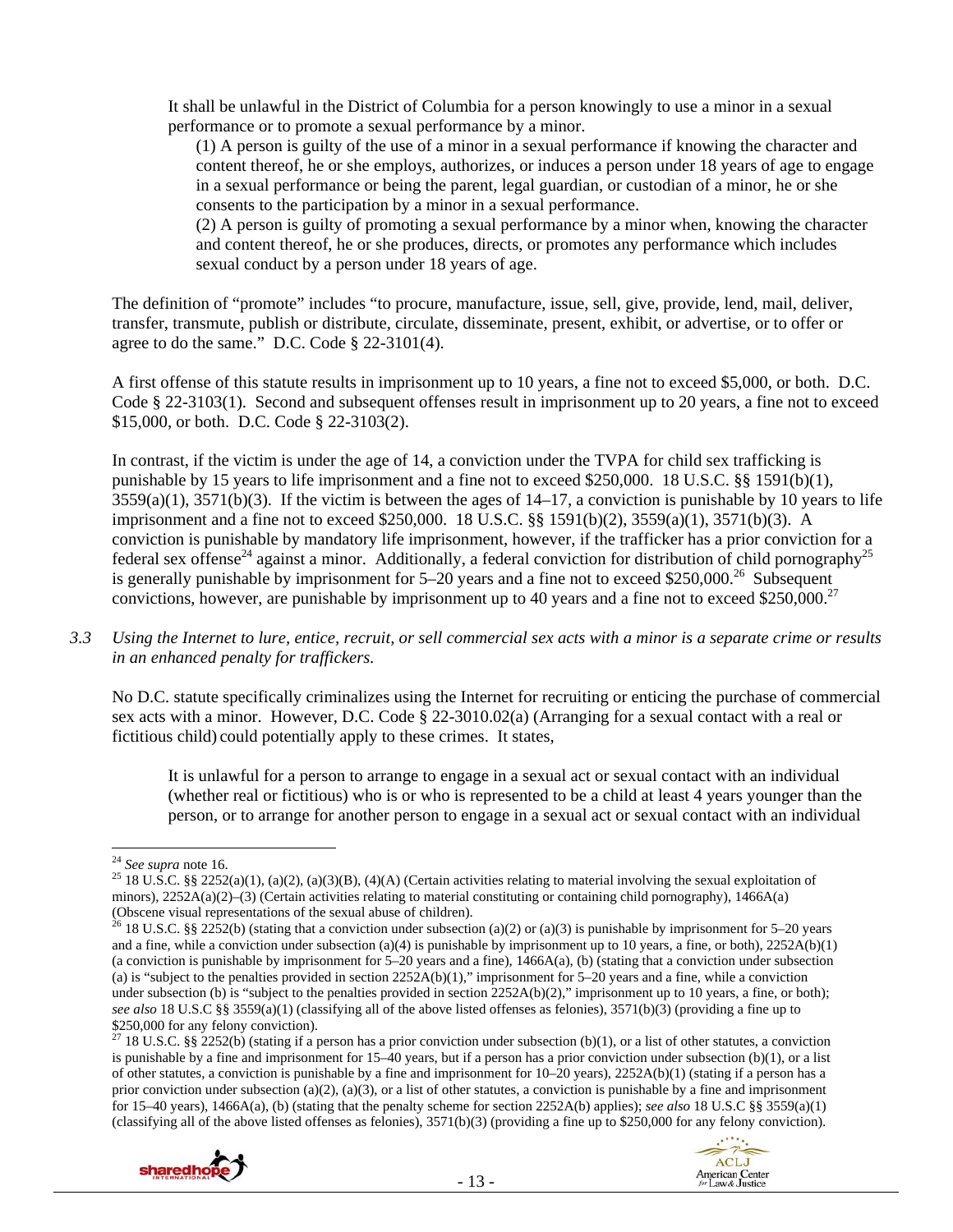> It shall be unlawful in the District of Columbia for a person knowingly to use a minor in a sexual performance or to promote a sexual performance by a minor.
>
> > (1) A person is guilty of the use of a minor in a sexual performance if knowing the character and content thereof, he or she employs, authorizes, or induces a person under 18 years of age to engage in a sexual performance or being the parent, legal guardian, or custodian of a minor, he or she consents to the participation by a minor in a sexual performance.
> >
> > (2) A person is guilty of promoting a sexual performance by a minor when, knowing the character and content thereof, he or she produces, directs, or promotes any performance which includes sexual conduct by a person under 18 years of age.

The definition of "promote" includes "to procure, manufacture, issue, sell, give, provide, lend, mail, deliver, transfer, transmute, publish or distribute, circulate, disseminate, present, exhibit, or advertise, or to offer or agree to do the same." D.C. Code § 22-3101(4).

A first offense of this statute results in imprisonment up to 10 years, a fine not to exceed $5,000, or both. D.C. Code § 22-3103(1). Second and subsequent offenses result in imprisonment up to 20 years, a fine not to exceed $15,000, or both. D.C. Code § 22-3103(2).

In contrast, if the victim is under the age of 14, a conviction under the TVPA for child sex trafficking is punishable by 15 years to life imprisonment and a fine not to exceed $250,000. 18 U.S.C. §§ 1591(b)(1), 3559(a)(1), 3571(b)(3). If the victim is between the ages of 14–17, a conviction is punishable by 10 years to life imprisonment and a fine not to exceed $250,000. 18 U.S.C. §§ 1591(b)(2), 3559(a)(1), 3571(b)(3). A conviction is punishable by mandatory life imprisonment, however, if the trafficker has a prior conviction for a federal sex offense[24] against a minor. Additionally, a federal conviction for distribution of child pornography[25] is generally punishable by imprisonment for 5–20 years and a fine not to exceed $250,000.[26] Subsequent convictions, however, are punishable by imprisonment up to 40 years and a fine not to exceed $250,000.[27]

*3.3 Using the Internet to lure, entice, recruit, or sell commercial sex acts with a minor is a separate crime or results in an enhanced penalty for traffickers.*

No D.C. statute specifically criminalizes using the Internet for recruiting or enticing the purchase of commercial sex acts with a minor. However, D.C. Code § 22-3010.02(a) (Arranging for a sexual contact with a real or fictitious child) could potentially apply to these crimes. It states,

> It is unlawful for a person to arrange to engage in a sexual act or sexual contact with an individual (whether real or fictitious) who is or who is represented to be a child at least 4 years younger than the person, or to arrange for another person to engage in a sexual act or sexual contact with an individual

---

[24] *See supra* note 16.

[25] 18 U.S.C. §§ 2252(a)(1), (a)(2), (a)(3)(B), (4)(A) (Certain activities relating to material involving the sexual exploitation of minors), 2252A(a)(2)–(3) (Certain activities relating to material constituting or containing child pornography), 1466A(a) (Obscene visual representations of the sexual abuse of children).

[26] 18 U.S.C. §§ 2252(b) (stating that a conviction under subsection (a)(2) or (a)(3) is punishable by imprisonment for 5–20 years and a fine, while a conviction under subsection (a)(4) is punishable by imprisonment up to 10 years, a fine, or both), 2252A(b)(1) (a conviction is punishable by imprisonment for 5–20 years and a fine), 1466A(a), (b) (stating that a conviction under subsection (a) is "subject to the penalties provided in section 2252A(b)(1)," imprisonment for 5–20 years and a fine, while a conviction under subsection (b) is "subject to the penalties provided in section 2252A(b)(2)," imprisonment up to 10 years, a fine, or both); *see also* 18 U.S.C §§ 3559(a)(1) (classifying all of the above listed offenses as felonies), 3571(b)(3) (providing a fine up to $250,000 for any felony conviction).

[27] 18 U.S.C. §§ 2252(b) (stating if a person has a prior conviction under subsection (b)(1), or a list of other statutes, a conviction is punishable by a fine and imprisonment for 15–40 years, but if a person has a prior conviction under subsection (b)(1), or a list of other statutes, a conviction is punishable by a fine and imprisonment for 10–20 years), 2252A(b)(1) (stating if a person has a prior conviction under subsection (a)(2), (a)(3), or a list of other statutes, a conviction is punishable by a fine and imprisonment for 15–40 years), 1466A(a), (b) (stating that the penalty scheme for section 2252A(b) applies); *see also* 18 U.S.C §§ 3559(a)(1) (classifying all of the above listed offenses as felonies), 3571(b)(3) (providing a fine up to $250,000 for any felony conviction).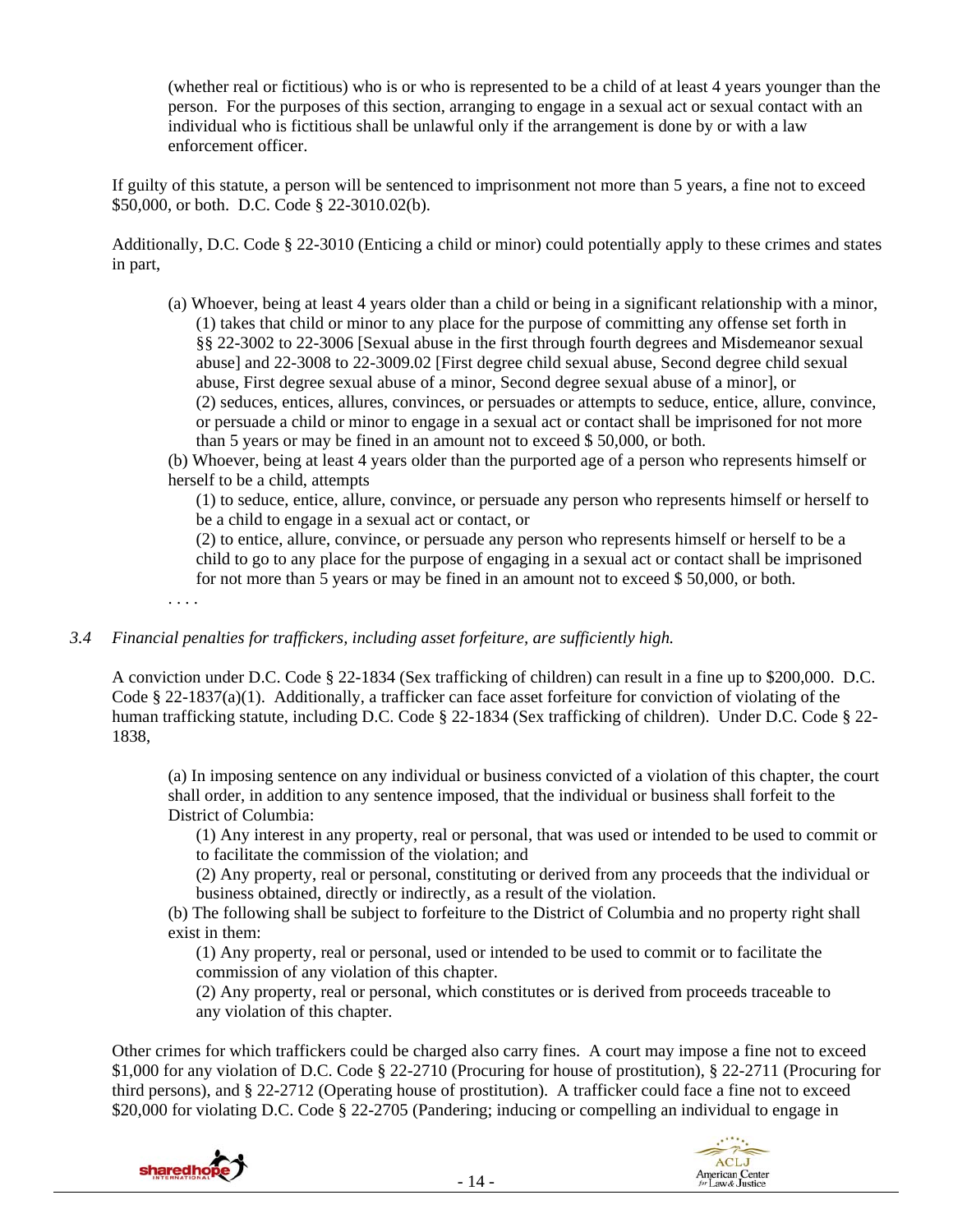(whether real or fictitious) who is or who is represented to be a child of at least 4 years younger than the person. For the purposes of this section, arranging to engage in a sexual act or sexual contact with an individual who is fictitious shall be unlawful only if the arrangement is done by or with a law enforcement officer.

If guilty of this statute, a person will be sentenced to imprisonment not more than 5 years, a fine not to exceed $50,000, or both. D.C. Code § 22-3010.02(b).

Additionally, D.C. Code § 22-3010 (Enticing a child or minor) could potentially apply to these crimes and states in part,

> (a) Whoever, being at least 4 years older than a child or being in a significant relationship with a minor,
> (1) takes that child or minor to any place for the purpose of committing any offense set forth in §§ 22-3002 to 22-3006 [Sexual abuse in the first through fourth degrees and Misdemeanor sexual abuse] and 22-3008 to 22-3009.02 [First degree child sexual abuse, Second degree child sexual abuse, First degree sexual abuse of a minor, Second degree sexual abuse of a minor], or
> (2) seduces, entices, allures, convinces, or persuades or attempts to seduce, entice, allure, convince, or persuade a child or minor to engage in a sexual act or contact shall be imprisoned for not more than 5 years or may be fined in an amount not to exceed $ 50,000, or both.
>
> (b) Whoever, being at least 4 years older than the purported age of a person who represents himself or herself to be a child, attempts
> (1) to seduce, entice, allure, convince, or persuade any person who represents himself or herself to be a child to engage in a sexual act or contact, or
> (2) to entice, allure, convince, or persuade any person who represents himself or herself to be a child to go to any place for the purpose of engaging in a sexual act or contact shall be imprisoned for not more than 5 years or may be fined in an amount not to exceed $ 50,000, or both.
>
> . . . .

*3.4 Financial penalties for traffickers, including asset forfeiture, are sufficiently high.*

A conviction under D.C. Code § 22-1834 (Sex trafficking of children) can result in a fine up to $200,000. D.C. Code § 22-1837(a)(1). Additionally, a trafficker can face asset forfeiture for conviction of violating of the human trafficking statute, including D.C. Code § 22-1834 (Sex trafficking of children). Under D.C. Code § 22-1838,

> (a) In imposing sentence on any individual or business convicted of a violation of this chapter, the court shall order, in addition to any sentence imposed, that the individual or business shall forfeit to the District of Columbia:
> (1) Any interest in any property, real or personal, that was used or intended to be used to commit or to facilitate the commission of the violation; and
> (2) Any property, real or personal, constituting or derived from any proceeds that the individual or business obtained, directly or indirectly, as a result of the violation.
>
> (b) The following shall be subject to forfeiture to the District of Columbia and no property right shall exist in them:
> (1) Any property, real or personal, used or intended to be used to commit or to facilitate the commission of any violation of this chapter.
> (2) Any property, real or personal, which constitutes or is derived from proceeds traceable to any violation of this chapter.

Other crimes for which traffickers could be charged also carry fines. A court may impose a fine not to exceed $1,000 for any violation of D.C. Code § 22-2710 (Procuring for house of prostitution), § 22-2711 (Procuring for third persons), and § 22-2712 (Operating house of prostitution). A trafficker could face a fine not to exceed $20,000 for violating D.C. Code § 22-2705 (Pandering; inducing or compelling an individual to engage in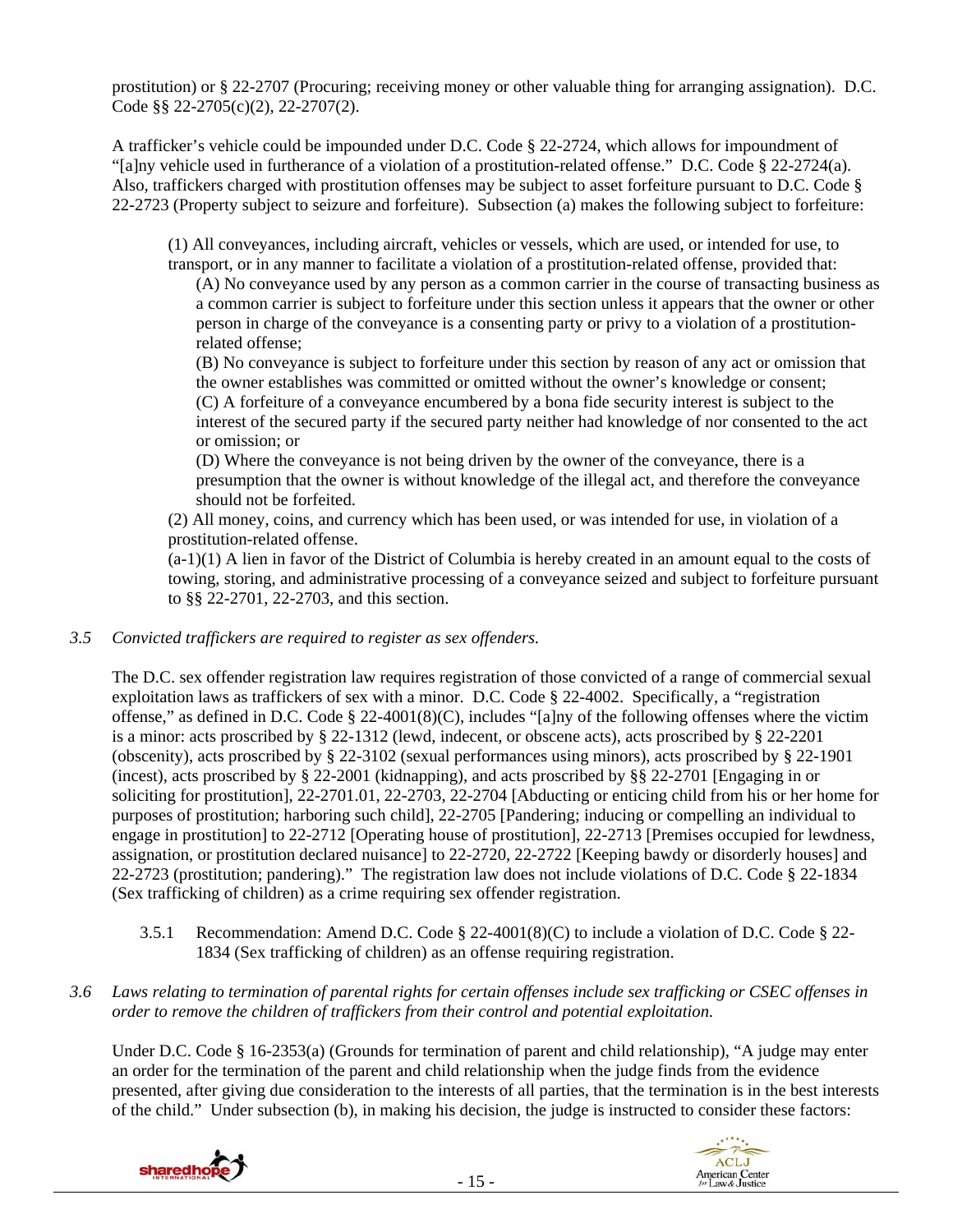prostitution) or § 22-2707 (Procuring; receiving money or other valuable thing for arranging assignation). D.C. Code §§ 22-2705(c)(2), 22-2707(2).

A trafficker's vehicle could be impounded under D.C. Code § 22-2724, which allows for impoundment of "[a]ny vehicle used in furtherance of a violation of a prostitution-related offense." D.C. Code § 22-2724(a). Also, traffickers charged with prostitution offenses may be subject to asset forfeiture pursuant to D.C. Code § 22-2723 (Property subject to seizure and forfeiture). Subsection (a) makes the following subject to forfeiture:

> (1) All conveyances, including aircraft, vehicles or vessels, which are used, or intended for use, to transport, or in any manner to facilitate a violation of a prostitution-related offense, provided that:
>
> (A) No conveyance used by any person as a common carrier in the course of transacting business as a common carrier is subject to forfeiture under this section unless it appears that the owner or other person in charge of the conveyance is a consenting party or privy to a violation of a prostitution-related offense;
>
> (B) No conveyance is subject to forfeiture under this section by reason of any act or omission that the owner establishes was committed or omitted without the owner's knowledge or consent;
>
> (C) A forfeiture of a conveyance encumbered by a bona fide security interest is subject to the interest of the secured party if the secured party neither had knowledge of nor consented to the act or omission; or
>
> (D) Where the conveyance is not being driven by the owner of the conveyance, there is a presumption that the owner is without knowledge of the illegal act, and therefore the conveyance should not be forfeited.
>
> (2) All money, coins, and currency which has been used, or was intended for use, in violation of a prostitution-related offense.
>
> (a-1)(1) A lien in favor of the District of Columbia is hereby created in an amount equal to the costs of towing, storing, and administrative processing of a conveyance seized and subject to forfeiture pursuant to §§ 22-2701, 22-2703, and this section.

*3.5 Convicted traffickers are required to register as sex offenders.*

The D.C. sex offender registration law requires registration of those convicted of a range of commercial sexual exploitation laws as traffickers of sex with a minor. D.C. Code § 22-4002. Specifically, a "registration offense," as defined in D.C. Code § 22-4001(8)(C), includes "[a]ny of the following offenses where the victim is a minor: acts proscribed by § 22-1312 (lewd, indecent, or obscene acts), acts proscribed by § 22-2201 (obscenity), acts proscribed by § 22-3102 (sexual performances using minors), acts proscribed by § 22-1901 (incest), acts proscribed by § 22-2001 (kidnapping), and acts proscribed by §§ 22-2701 [Engaging in or soliciting for prostitution], 22-2701.01, 22-2703, 22-2704 [Abducting or enticing child from his or her home for purposes of prostitution; harboring such child], 22-2705 [Pandering; inducing or compelling an individual to engage in prostitution] to 22-2712 [Operating house of prostitution], 22-2713 [Premises occupied for lewdness, assignation, or prostitution declared nuisance] to 22-2720, 22-2722 [Keeping bawdy or disorderly houses] and 22-2723 (prostitution; pandering)." The registration law does not include violations of D.C. Code § 22-1834 (Sex trafficking of children) as a crime requiring sex offender registration.

3.5.1 Recommendation: Amend D.C. Code § 22-4001(8)(C) to include a violation of D.C. Code § 22-1834 (Sex trafficking of children) as an offense requiring registration.

*3.6 Laws relating to termination of parental rights for certain offenses include sex trafficking or CSEC offenses in order to remove the children of traffickers from their control and potential exploitation.*

Under D.C. Code § 16-2353(a) (Grounds for termination of parent and child relationship), "A judge may enter an order for the termination of the parent and child relationship when the judge finds from the evidence presented, after giving due consideration to the interests of all parties, that the termination is in the best interests of the child." Under subsection (b), in making his decision, the judge is instructed to consider these factors: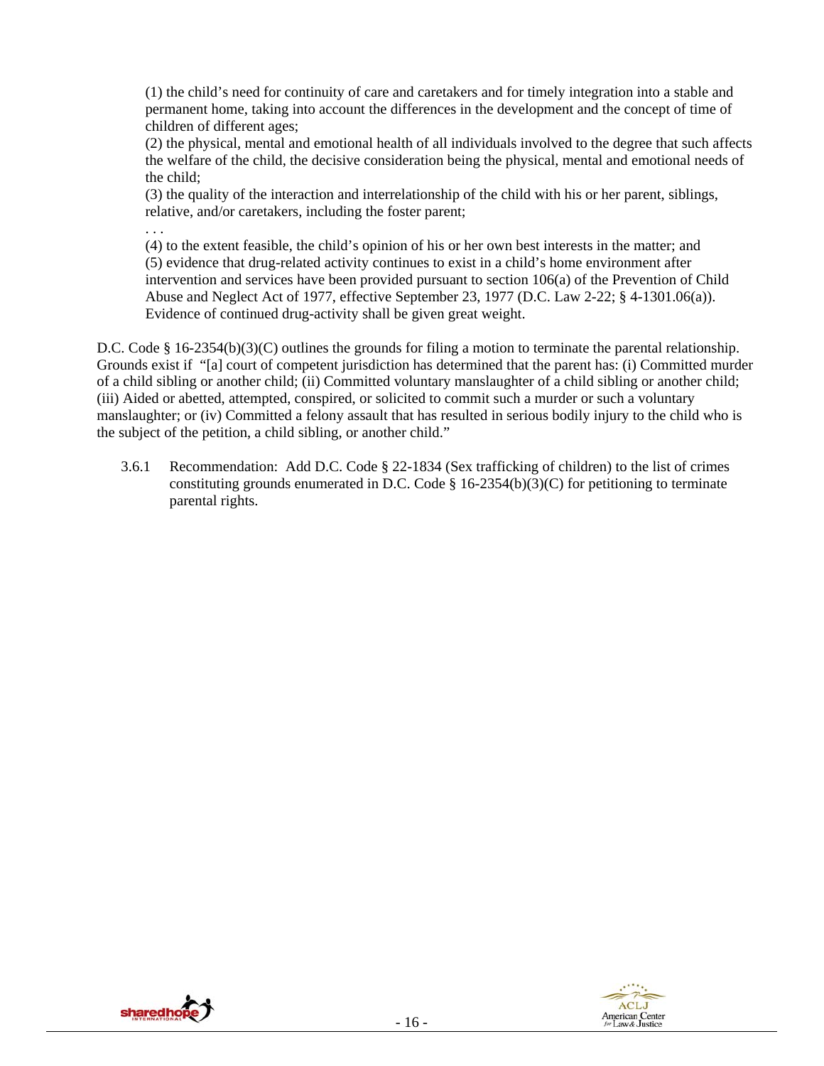(1) the child's need for continuity of care and caretakers and for timely integration into a stable and permanent home, taking into account the differences in the development and the concept of time of children of different ages;

(2) the physical, mental and emotional health of all individuals involved to the degree that such affects the welfare of the child, the decisive consideration being the physical, mental and emotional needs of the child;

(3) the quality of the interaction and interrelationship of the child with his or her parent, siblings, relative, and/or caretakers, including the foster parent;

. . .

(4) to the extent feasible, the child's opinion of his or her own best interests in the matter; and

(5) evidence that drug-related activity continues to exist in a child's home environment after intervention and services have been provided pursuant to section 106(a) of the Prevention of Child Abuse and Neglect Act of 1977, effective September 23, 1977 (D.C. Law 2-22; § 4-1301.06(a)). Evidence of continued drug-activity shall be given great weight.

D.C. Code § 16-2354(b)(3)(C) outlines the grounds for filing a motion to terminate the parental relationship. Grounds exist if "[a] court of competent jurisdiction has determined that the parent has: (i) Committed murder of a child sibling or another child; (ii) Committed voluntary manslaughter of a child sibling or another child; (iii) Aided or abetted, attempted, conspired, or solicited to commit such a murder or such a voluntary manslaughter; or (iv) Committed a felony assault that has resulted in serious bodily injury to the child who is the subject of the petition, a child sibling, or another child."

3.6.1 Recommendation: Add D.C. Code § 22-1834 (Sex trafficking of children) to the list of crimes constituting grounds enumerated in D.C. Code § 16-2354(b)(3)(C) for petitioning to terminate parental rights.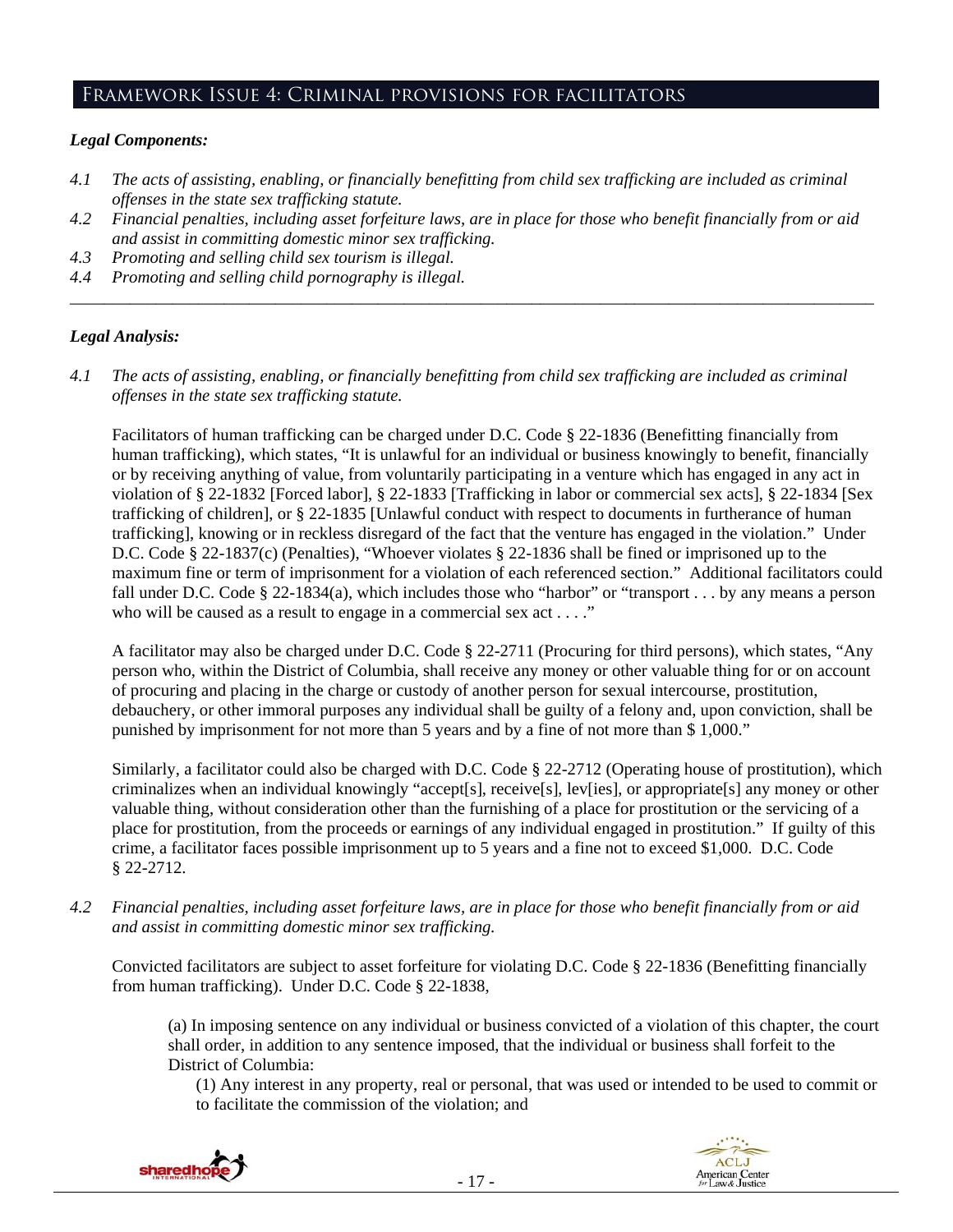## Framework Issue 4: Criminal provisions for facilitators

### *Legal Components:*

*4.1 The acts of assisting, enabling, or financially benefitting from child sex trafficking are included as criminal offenses in the state sex trafficking statute.*

*4.2 Financial penalties, including asset forfeiture laws, are in place for those who benefit financially from or aid and assist in committing domestic minor sex trafficking.*

*4.3 Promoting and selling child sex tourism is illegal.*

*4.4 Promoting and selling child pornography is illegal.*

---

### *Legal Analysis:*

*4.1 The acts of assisting, enabling, or financially benefitting from child sex trafficking are included as criminal offenses in the state sex trafficking statute.*

Facilitators of human trafficking can be charged under D.C. Code § 22-1836 (Benefitting financially from human trafficking), which states, "It is unlawful for an individual or business knowingly to benefit, financially or by receiving anything of value, from voluntarily participating in a venture which has engaged in any act in violation of § 22-1832 [Forced labor], § 22-1833 [Trafficking in labor or commercial sex acts], § 22-1834 [Sex trafficking of children], or § 22-1835 [Unlawful conduct with respect to documents in furtherance of human trafficking], knowing or in reckless disregard of the fact that the venture has engaged in the violation." Under D.C. Code § 22-1837(c) (Penalties), "Whoever violates § 22-1836 shall be fined or imprisoned up to the maximum fine or term of imprisonment for a violation of each referenced section." Additional facilitators could fall under D.C. Code § 22-1834(a), which includes those who "harbor" or "transport . . . by any means a person who will be caused as a result to engage in a commercial sex act . . . ."

A facilitator may also be charged under D.C. Code § 22-2711 (Procuring for third persons), which states, "Any person who, within the District of Columbia, shall receive any money or other valuable thing for or on account of procuring and placing in the charge or custody of another person for sexual intercourse, prostitution, debauchery, or other immoral purposes any individual shall be guilty of a felony and, upon conviction, shall be punished by imprisonment for not more than 5 years and by a fine of not more than $ 1,000."

Similarly, a facilitator could also be charged with D.C. Code § 22-2712 (Operating house of prostitution), which criminalizes when an individual knowingly "accept[s], receive[s], lev[ies], or appropriate[s] any money or other valuable thing, without consideration other than the furnishing of a place for prostitution or the servicing of a place for prostitution, from the proceeds or earnings of any individual engaged in prostitution." If guilty of this crime, a facilitator faces possible imprisonment up to 5 years and a fine not to exceed $1,000. D.C. Code § 22-2712.

*4.2 Financial penalties, including asset forfeiture laws, are in place for those who benefit financially from or aid and assist in committing domestic minor sex trafficking.*

Convicted facilitators are subject to asset forfeiture for violating D.C. Code § 22-1836 (Benefitting financially from human trafficking). Under D.C. Code § 22-1838,

> (a) In imposing sentence on any individual or business convicted of a violation of this chapter, the court shall order, in addition to any sentence imposed, that the individual or business shall forfeit to the District of Columbia:
>
> (1) Any interest in any property, real or personal, that was used or intended to be used to commit or to facilitate the commission of the violation; and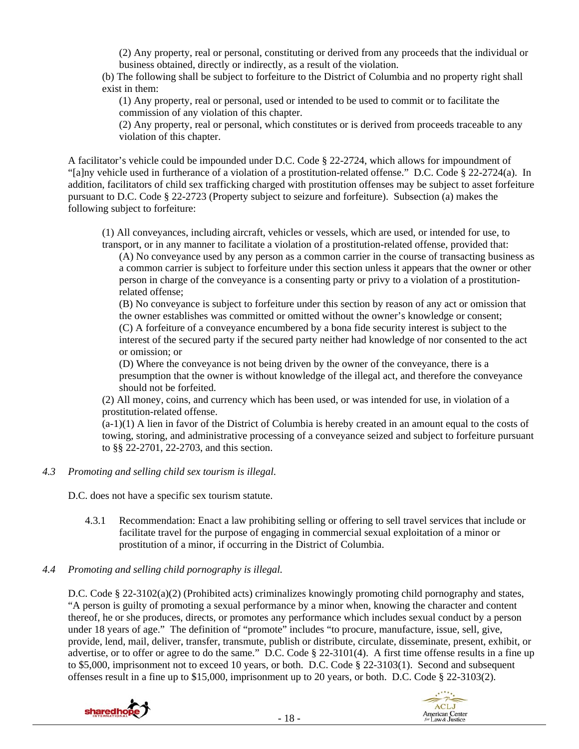(2) Any property, real or personal, constituting or derived from any proceeds that the individual or business obtained, directly or indirectly, as a result of the violation.

(b) The following shall be subject to forfeiture to the District of Columbia and no property right shall exist in them:

(1) Any property, real or personal, used or intended to be used to commit or to facilitate the commission of any violation of this chapter.

(2) Any property, real or personal, which constitutes or is derived from proceeds traceable to any violation of this chapter.

A facilitator's vehicle could be impounded under D.C. Code § 22-2724, which allows for impoundment of "[a]ny vehicle used in furtherance of a violation of a prostitution-related offense." D.C. Code § 22-2724(a). In addition, facilitators of child sex trafficking charged with prostitution offenses may be subject to asset forfeiture pursuant to D.C. Code § 22-2723 (Property subject to seizure and forfeiture). Subsection (a) makes the following subject to forfeiture:

(1) All conveyances, including aircraft, vehicles or vessels, which are used, or intended for use, to transport, or in any manner to facilitate a violation of a prostitution-related offense, provided that:

(A) No conveyance used by any person as a common carrier in the course of transacting business as a common carrier is subject to forfeiture under this section unless it appears that the owner or other person in charge of the conveyance is a consenting party or privy to a violation of a prostitution-related offense;

(B) No conveyance is subject to forfeiture under this section by reason of any act or omission that the owner establishes was committed or omitted without the owner's knowledge or consent;

(C) A forfeiture of a conveyance encumbered by a bona fide security interest is subject to the interest of the secured party if the secured party neither had knowledge of nor consented to the act or omission; or

(D) Where the conveyance is not being driven by the owner of the conveyance, there is a presumption that the owner is without knowledge of the illegal act, and therefore the conveyance should not be forfeited.

(2) All money, coins, and currency which has been used, or was intended for use, in violation of a prostitution-related offense.

(a-1)(1) A lien in favor of the District of Columbia is hereby created in an amount equal to the costs of towing, storing, and administrative processing of a conveyance seized and subject to forfeiture pursuant to §§ 22-2701, 22-2703, and this section.

*4.3 Promoting and selling child sex tourism is illegal.*

D.C. does not have a specific sex tourism statute.

4.3.1 Recommendation: Enact a law prohibiting selling or offering to sell travel services that include or facilitate travel for the purpose of engaging in commercial sexual exploitation of a minor or prostitution of a minor, if occurring in the District of Columbia.

*4.4 Promoting and selling child pornography is illegal.*

D.C. Code § 22-3102(a)(2) (Prohibited acts) criminalizes knowingly promoting child pornography and states, "A person is guilty of promoting a sexual performance by a minor when, knowing the character and content thereof, he or she produces, directs, or promotes any performance which includes sexual conduct by a person under 18 years of age." The definition of "promote" includes "to procure, manufacture, issue, sell, give, provide, lend, mail, deliver, transfer, transmute, publish or distribute, circulate, disseminate, present, exhibit, or advertise, or to offer or agree to do the same." D.C. Code § 22-3101(4). A first time offense results in a fine up to $5,000, imprisonment not to exceed 10 years, or both. D.C. Code § 22-3103(1). Second and subsequent offenses result in a fine up to $15,000, imprisonment up to 20 years, or both. D.C. Code § 22-3103(2).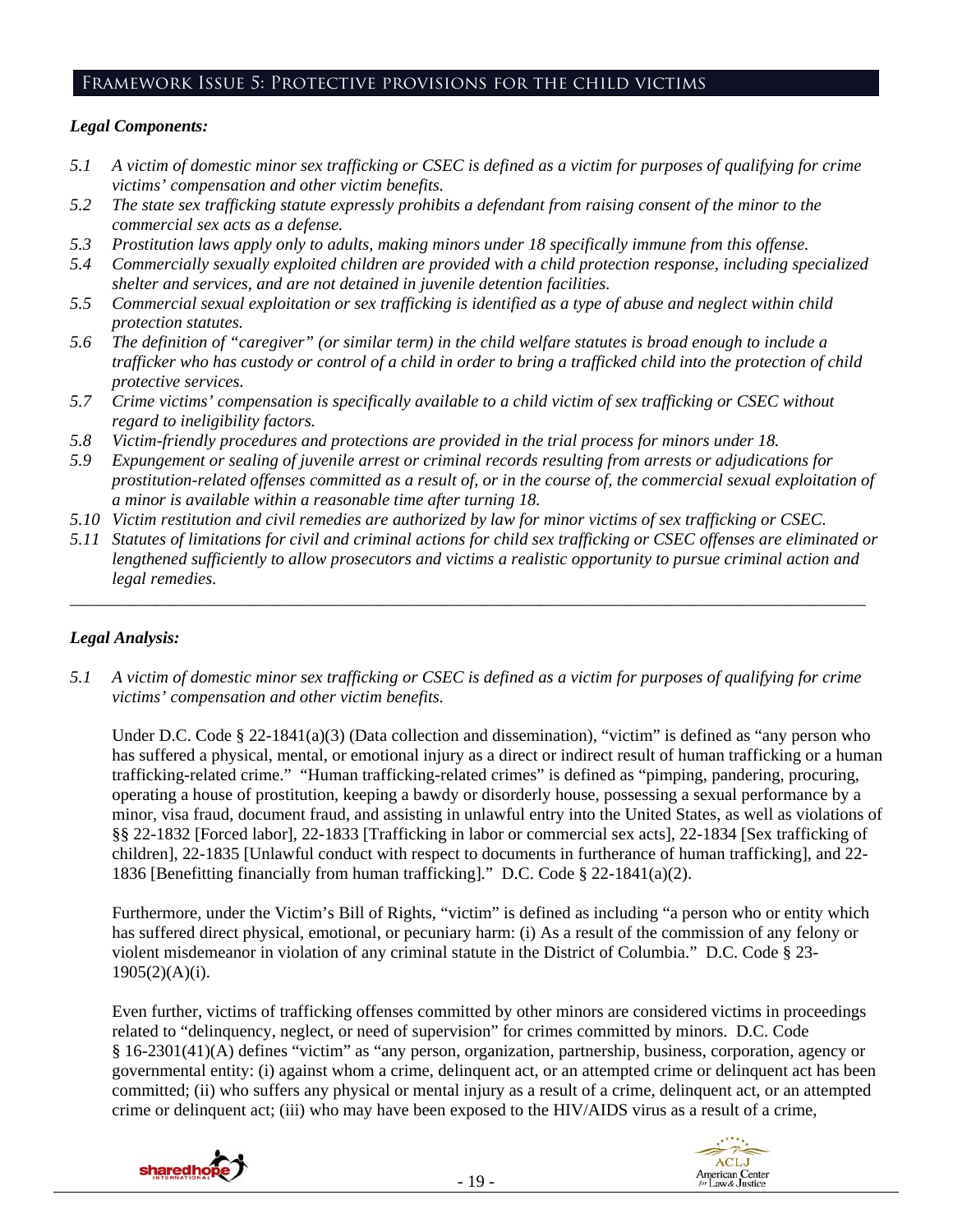## Framework Issue 5: Protective provisions for the child victims

### *Legal Components:*

- *5.1 A victim of domestic minor sex trafficking or CSEC is defined as a victim for purposes of qualifying for crime victims' compensation and other victim benefits.*
- *5.2 The state sex trafficking statute expressly prohibits a defendant from raising consent of the minor to the commercial sex acts as a defense.*
- *5.3 Prostitution laws apply only to adults, making minors under 18 specifically immune from this offense.*
- *5.4 Commercially sexually exploited children are provided with a child protection response, including specialized shelter and services, and are not detained in juvenile detention facilities.*
- *5.5 Commercial sexual exploitation or sex trafficking is identified as a type of abuse and neglect within child protection statutes.*
- *5.6 The definition of "caregiver" (or similar term) in the child welfare statutes is broad enough to include a trafficker who has custody or control of a child in order to bring a trafficked child into the protection of child protective services.*
- *5.7 Crime victims' compensation is specifically available to a child victim of sex trafficking or CSEC without regard to ineligibility factors.*
- *5.8 Victim-friendly procedures and protections are provided in the trial process for minors under 18.*
- *5.9 Expungement or sealing of juvenile arrest or criminal records resulting from arrests or adjudications for prostitution-related offenses committed as a result of, or in the course of, the commercial sexual exploitation of a minor is available within a reasonable time after turning 18.*
- *5.10 Victim restitution and civil remedies are authorized by law for minor victims of sex trafficking or CSEC.*
- *5.11 Statutes of limitations for civil and criminal actions for child sex trafficking or CSEC offenses are eliminated or lengthened sufficiently to allow prosecutors and victims a realistic opportunity to pursue criminal action and legal remedies.*

---

### *Legal Analysis:*

*5.1 A victim of domestic minor sex trafficking or CSEC is defined as a victim for purposes of qualifying for crime victims' compensation and other victim benefits.*

Under D.C. Code § 22-1841(a)(3) (Data collection and dissemination), "victim" is defined as "any person who has suffered a physical, mental, or emotional injury as a direct or indirect result of human trafficking or a human trafficking-related crime." "Human trafficking-related crimes" is defined as "pimping, pandering, procuring, operating a house of prostitution, keeping a bawdy or disorderly house, possessing a sexual performance by a minor, visa fraud, document fraud, and assisting in unlawful entry into the United States, as well as violations of §§ 22-1832 [Forced labor], 22-1833 [Trafficking in labor or commercial sex acts], 22-1834 [Sex trafficking of children], 22-1835 [Unlawful conduct with respect to documents in furtherance of human trafficking], and 22-1836 [Benefitting financially from human trafficking]." D.C. Code § 22-1841(a)(2).

Furthermore, under the Victim's Bill of Rights, "victim" is defined as including "a person who or entity which has suffered direct physical, emotional, or pecuniary harm: (i) As a result of the commission of any felony or violent misdemeanor in violation of any criminal statute in the District of Columbia." D.C. Code § 23-1905(2)(A)(i).

Even further, victims of trafficking offenses committed by other minors are considered victims in proceedings related to "delinquency, neglect, or need of supervision" for crimes committed by minors. D.C. Code § 16-2301(41)(A) defines "victim" as "any person, organization, partnership, business, corporation, agency or governmental entity: (i) against whom a crime, delinquent act, or an attempted crime or delinquent act has been committed; (ii) who suffers any physical or mental injury as a result of a crime, delinquent act, or an attempted crime or delinquent act; (iii) who may have been exposed to the HIV/AIDS virus as a result of a crime,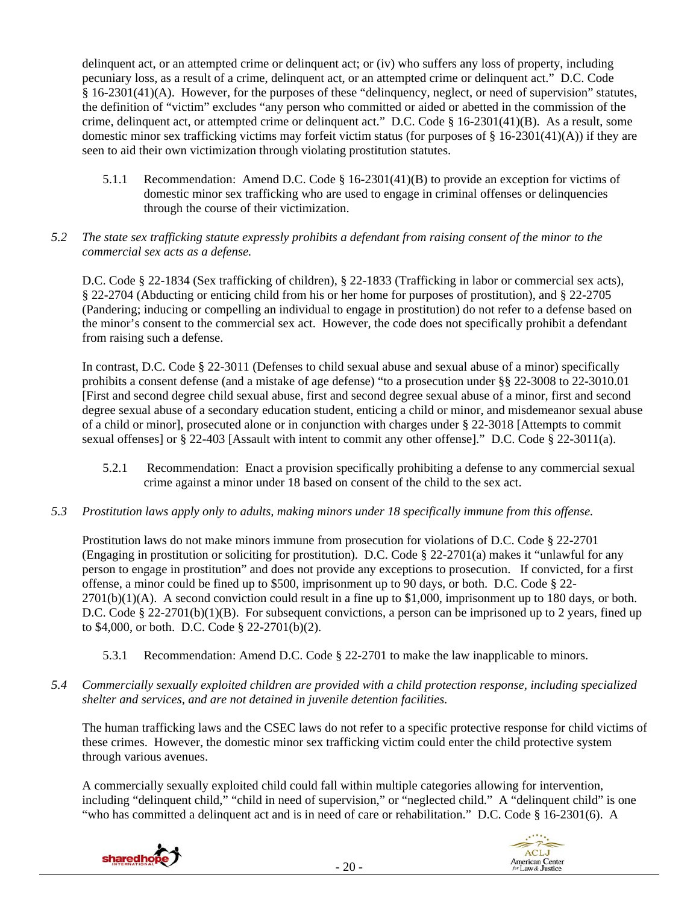delinquent act, or an attempted crime or delinquent act; or (iv) who suffers any loss of property, including pecuniary loss, as a result of a crime, delinquent act, or an attempted crime or delinquent act." D.C. Code § 16-2301(41)(A). However, for the purposes of these "delinquency, neglect, or need of supervision" statutes, the definition of "victim" excludes "any person who committed or aided or abetted in the commission of the crime, delinquent act, or attempted crime or delinquent act." D.C. Code § 16-2301(41)(B). As a result, some domestic minor sex trafficking victims may forfeit victim status (for purposes of § 16-2301(41)(A)) if they are seen to aid their own victimization through violating prostitution statutes.

5.1.1 Recommendation: Amend D.C. Code § 16-2301(41)(B) to provide an exception for victims of domestic minor sex trafficking who are used to engage in criminal offenses or delinquencies through the course of their victimization.

*5.2 The state sex trafficking statute expressly prohibits a defendant from raising consent of the minor to the commercial sex acts as a defense.*

D.C. Code § 22-1834 (Sex trafficking of children), § 22-1833 (Trafficking in labor or commercial sex acts), § 22-2704 (Abducting or enticing child from his or her home for purposes of prostitution), and § 22-2705 (Pandering; inducing or compelling an individual to engage in prostitution) do not refer to a defense based on the minor's consent to the commercial sex act. However, the code does not specifically prohibit a defendant from raising such a defense.

In contrast, D.C. Code § 22-3011 (Defenses to child sexual abuse and sexual abuse of a minor) specifically prohibits a consent defense (and a mistake of age defense) "to a prosecution under §§ 22-3008 to 22-3010.01 [First and second degree child sexual abuse, first and second degree sexual abuse of a minor, first and second degree sexual abuse of a secondary education student, enticing a child or minor, and misdemeanor sexual abuse of a child or minor], prosecuted alone or in conjunction with charges under § 22-3018 [Attempts to commit sexual offenses] or § 22-403 [Assault with intent to commit any other offense]." D.C. Code § 22-3011(a).

5.2.1 Recommendation: Enact a provision specifically prohibiting a defense to any commercial sexual crime against a minor under 18 based on consent of the child to the sex act.

*5.3 Prostitution laws apply only to adults, making minors under 18 specifically immune from this offense.*

Prostitution laws do not make minors immune from prosecution for violations of D.C. Code § 22-2701 (Engaging in prostitution or soliciting for prostitution). D.C. Code § 22-2701(a) makes it "unlawful for any person to engage in prostitution" and does not provide any exceptions to prosecution. If convicted, for a first offense, a minor could be fined up to $500, imprisonment up to 90 days, or both. D.C. Code § 22-2701(b)(1)(A). A second conviction could result in a fine up to $1,000, imprisonment up to 180 days, or both. D.C. Code § 22-2701(b)(1)(B). For subsequent convictions, a person can be imprisoned up to 2 years, fined up to $4,000, or both. D.C. Code § 22-2701(b)(2).

5.3.1 Recommendation: Amend D.C. Code § 22-2701 to make the law inapplicable to minors.

*5.4 Commercially sexually exploited children are provided with a child protection response, including specialized shelter and services, and are not detained in juvenile detention facilities.*

The human trafficking laws and the CSEC laws do not refer to a specific protective response for child victims of these crimes. However, the domestic minor sex trafficking victim could enter the child protective system through various avenues.

A commercially sexually exploited child could fall within multiple categories allowing for intervention, including "delinquent child," "child in need of supervision," or "neglected child." A "delinquent child" is one "who has committed a delinquent act and is in need of care or rehabilitation." D.C. Code § 16-2301(6). A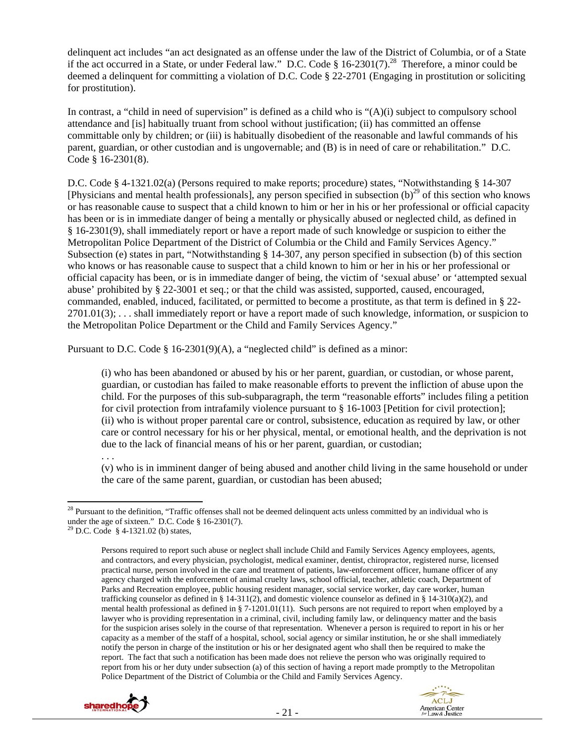delinquent act includes "an act designated as an offense under the law of the District of Columbia, or of a State if the act occurred in a State, or under Federal law." D.C. Code § 16-2301(7).[28] Therefore, a minor could be deemed a delinquent for committing a violation of D.C. Code § 22-2701 (Engaging in prostitution or soliciting for prostitution).

In contrast, a "child in need of supervision" is defined as a child who is "(A)(i) subject to compulsory school attendance and [is] habitually truant from school without justification; (ii) has committed an offense committable only by children; or (iii) is habitually disobedient of the reasonable and lawful commands of his parent, guardian, or other custodian and is ungovernable; and (B) is in need of care or rehabilitation." D.C. Code § 16-2301(8).

D.C. Code § 4-1321.02(a) (Persons required to make reports; procedure) states, "Notwithstanding § 14-307 [Physicians and mental health professionals], any person specified in subsection (b)[29] of this section who knows or has reasonable cause to suspect that a child known to him or her in his or her professional or official capacity has been or is in immediate danger of being a mentally or physically abused or neglected child, as defined in § 16-2301(9), shall immediately report or have a report made of such knowledge or suspicion to either the Metropolitan Police Department of the District of Columbia or the Child and Family Services Agency." Subsection (e) states in part, "Notwithstanding § 14-307, any person specified in subsection (b) of this section who knows or has reasonable cause to suspect that a child known to him or her in his or her professional or official capacity has been, or is in immediate danger of being, the victim of 'sexual abuse' or 'attempted sexual abuse' prohibited by § 22-3001 et seq.; or that the child was assisted, supported, caused, encouraged, commanded, enabled, induced, facilitated, or permitted to become a prostitute, as that term is defined in § 22-2701.01(3); . . . shall immediately report or have a report made of such knowledge, information, or suspicion to the Metropolitan Police Department or the Child and Family Services Agency."

Pursuant to D.C. Code § 16-2301(9)(A), a "neglected child" is defined as a minor:

> (i) who has been abandoned or abused by his or her parent, guardian, or custodian, or whose parent, guardian, or custodian has failed to make reasonable efforts to prevent the infliction of abuse upon the child. For the purposes of this sub-subparagraph, the term "reasonable efforts" includes filing a petition for civil protection from intrafamily violence pursuant to § 16-1003 [Petition for civil protection];
> (ii) who is without proper parental care or control, subsistence, education as required by law, or other care or control necessary for his or her physical, mental, or emotional health, and the deprivation is not due to the lack of financial means of his or her parent, guardian, or custodian;
> . . .
> (v) who is in imminent danger of being abused and another child living in the same household or under the care of the same parent, guardian, or custodian has been abused;

---

[28] Pursuant to the definition, "Traffic offenses shall not be deemed delinquent acts unless committed by an individual who is under the age of sixteen." D.C. Code § 16-2301(7).

[29] D.C. Code § 4-1321.02 (b) states,

> Persons required to report such abuse or neglect shall include Child and Family Services Agency employees, agents, and contractors, and every physician, psychologist, medical examiner, dentist, chiropractor, registered nurse, licensed practical nurse, person involved in the care and treatment of patients, law-enforcement officer, humane officer of any agency charged with the enforcement of animal cruelty laws, school official, teacher, athletic coach, Department of Parks and Recreation employee, public housing resident manager, social service worker, day care worker, human trafficking counselor as defined in § 14-311(2), and domestic violence counselor as defined in § 14-310(a)(2), and mental health professional as defined in § 7-1201.01(11). Such persons are not required to report when employed by a lawyer who is providing representation in a criminal, civil, including family law, or delinquency matter and the basis for the suspicion arises solely in the course of that representation. Whenever a person is required to report in his or her capacity as a member of the staff of a hospital, school, social agency or similar institution, he or she shall immediately notify the person in charge of the institution or his or her designated agent who shall then be required to make the report. The fact that such a notification has been made does not relieve the person who was originally required to report from his or her duty under subsection (a) of this section of having a report made promptly to the Metropolitan Police Department of the District of Columbia or the Child and Family Services Agency.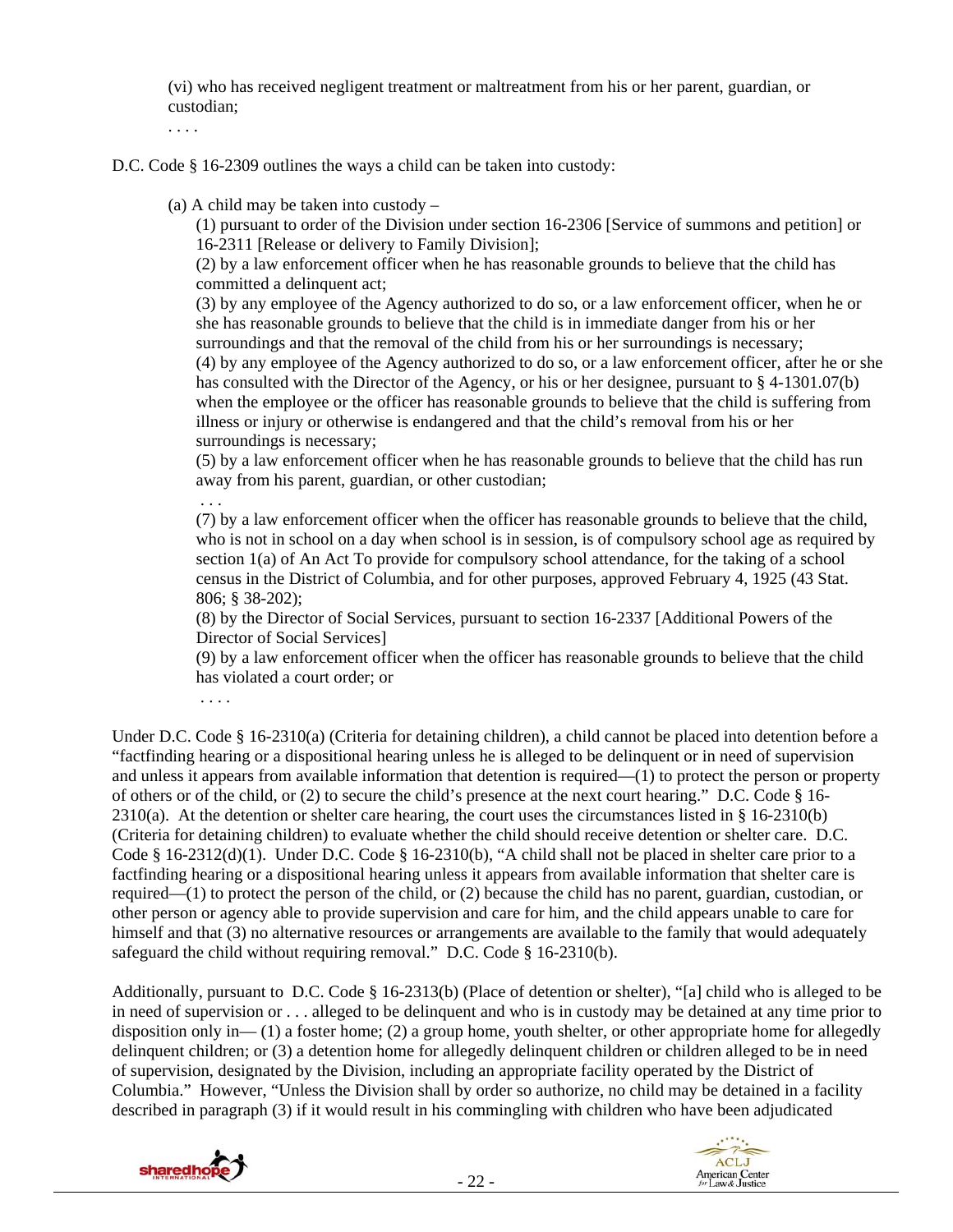(vi) who has received negligent treatment or maltreatment from his or her parent, guardian, or custodian;

. . . .

D.C. Code § 16-2309 outlines the ways a child can be taken into custody:

> (a) A child may be taken into custody –
>
> (1) pursuant to order of the Division under section 16-2306 [Service of summons and petition] or 16-2311 [Release or delivery to Family Division];
>
> (2) by a law enforcement officer when he has reasonable grounds to believe that the child has committed a delinquent act;
>
> (3) by any employee of the Agency authorized to do so, or a law enforcement officer, when he or she has reasonable grounds to believe that the child is in immediate danger from his or her surroundings and that the removal of the child from his or her surroundings is necessary;
>
> (4) by any employee of the Agency authorized to do so, or a law enforcement officer, after he or she has consulted with the Director of the Agency, or his or her designee, pursuant to § 4-1301.07(b) when the employee or the officer has reasonable grounds to believe that the child is suffering from illness or injury or otherwise is endangered and that the child's removal from his or her surroundings is necessary;
>
> (5) by a law enforcement officer when he has reasonable grounds to believe that the child has run away from his parent, guardian, or other custodian;
>
> . . .
>
> (7) by a law enforcement officer when the officer has reasonable grounds to believe that the child, who is not in school on a day when school is in session, is of compulsory school age as required by section 1(a) of An Act To provide for compulsory school attendance, for the taking of a school census in the District of Columbia, and for other purposes, approved February 4, 1925 (43 Stat. 806; § 38-202);
>
> (8) by the Director of Social Services, pursuant to section 16-2337 [Additional Powers of the Director of Social Services]
>
> (9) by a law enforcement officer when the officer has reasonable grounds to believe that the child has violated a court order; or
>
> . . . .

Under D.C. Code § 16-2310(a) (Criteria for detaining children), a child cannot be placed into detention before a "factfinding hearing or a dispositional hearing unless he is alleged to be delinquent or in need of supervision and unless it appears from available information that detention is required—(1) to protect the person or property of others or of the child, or (2) to secure the child's presence at the next court hearing." D.C. Code § 16-2310(a). At the detention or shelter care hearing, the court uses the circumstances listed in § 16-2310(b) (Criteria for detaining children) to evaluate whether the child should receive detention or shelter care. D.C. Code § 16-2312(d)(1). Under D.C. Code § 16-2310(b), "A child shall not be placed in shelter care prior to a factfinding hearing or a dispositional hearing unless it appears from available information that shelter care is required—(1) to protect the person of the child, or (2) because the child has no parent, guardian, custodian, or other person or agency able to provide supervision and care for him, and the child appears unable to care for himself and that (3) no alternative resources or arrangements are available to the family that would adequately safeguard the child without requiring removal." D.C. Code § 16-2310(b).

Additionally, pursuant to D.C. Code § 16-2313(b) (Place of detention or shelter), "[a] child who is alleged to be in need of supervision or . . . alleged to be delinquent and who is in custody may be detained at any time prior to disposition only in— (1) a foster home; (2) a group home, youth shelter, or other appropriate home for allegedly delinquent children; or (3) a detention home for allegedly delinquent children or children alleged to be in need of supervision, designated by the Division, including an appropriate facility operated by the District of Columbia." However, "Unless the Division shall by order so authorize, no child may be detained in a facility described in paragraph (3) if it would result in his commingling with children who have been adjudicated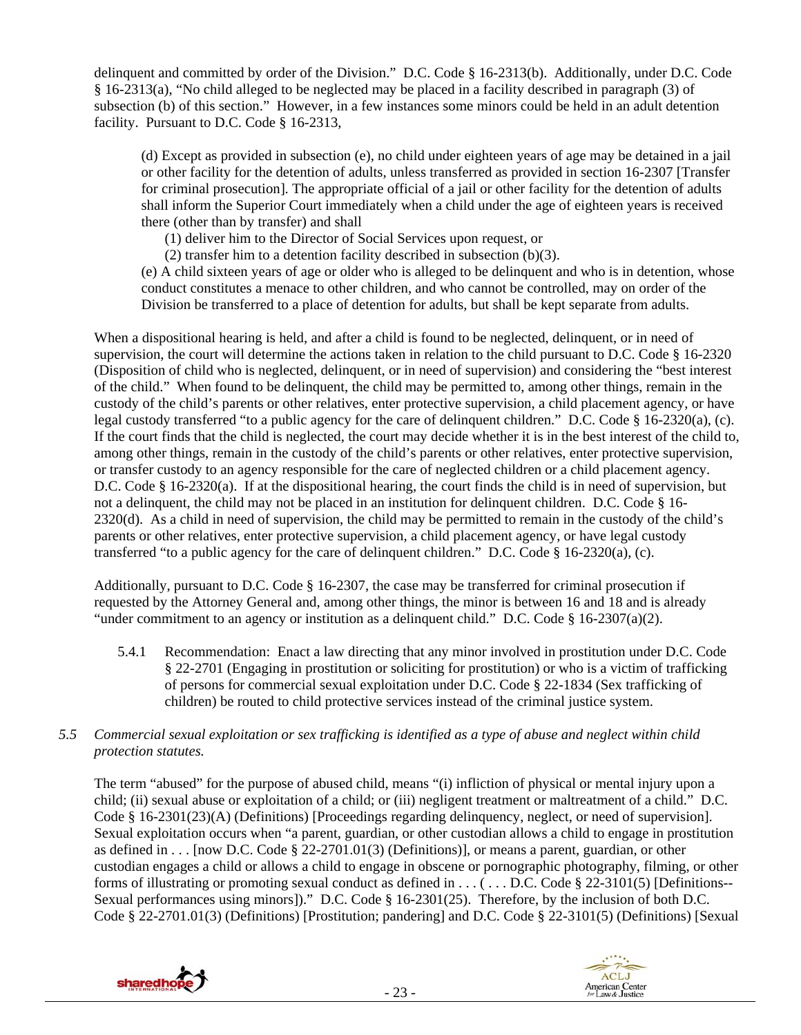delinquent and committed by order of the Division." D.C. Code § 16-2313(b). Additionally, under D.C. Code § 16-2313(a), "No child alleged to be neglected may be placed in a facility described in paragraph (3) of subsection (b) of this section." However, in a few instances some minors could be held in an adult detention facility. Pursuant to D.C. Code § 16-2313,

> (d) Except as provided in subsection (e), no child under eighteen years of age may be detained in a jail or other facility for the detention of adults, unless transferred as provided in section 16-2307 [Transfer for criminal prosecution]. The appropriate official of a jail or other facility for the detention of adults shall inform the Superior Court immediately when a child under the age of eighteen years is received there (other than by transfer) and shall
>
> (1) deliver him to the Director of Social Services upon request, or
>
> (2) transfer him to a detention facility described in subsection (b)(3).
>
> (e) A child sixteen years of age or older who is alleged to be delinquent and who is in detention, whose conduct constitutes a menace to other children, and who cannot be controlled, may on order of the Division be transferred to a place of detention for adults, but shall be kept separate from adults.

When a dispositional hearing is held, and after a child is found to be neglected, delinquent, or in need of supervision, the court will determine the actions taken in relation to the child pursuant to D.C. Code § 16-2320 (Disposition of child who is neglected, delinquent, or in need of supervision) and considering the "best interest of the child." When found to be delinquent, the child may be permitted to, among other things, remain in the custody of the child's parents or other relatives, enter protective supervision, a child placement agency, or have legal custody transferred "to a public agency for the care of delinquent children." D.C. Code § 16-2320(a), (c). If the court finds that the child is neglected, the court may decide whether it is in the best interest of the child to, among other things, remain in the custody of the child's parents or other relatives, enter protective supervision, or transfer custody to an agency responsible for the care of neglected children or a child placement agency. D.C. Code § 16-2320(a). If at the dispositional hearing, the court finds the child is in need of supervision, but not a delinquent, the child may not be placed in an institution for delinquent children. D.C. Code § 16-2320(d). As a child in need of supervision, the child may be permitted to remain in the custody of the child's parents or other relatives, enter protective supervision, a child placement agency, or have legal custody transferred "to a public agency for the care of delinquent children." D.C. Code § 16-2320(a), (c).

Additionally, pursuant to D.C. Code § 16-2307, the case may be transferred for criminal prosecution if requested by the Attorney General and, among other things, the minor is between 16 and 18 and is already "under commitment to an agency or institution as a delinquent child." D.C. Code § 16-2307(a)(2).

5.4.1 Recommendation: Enact a law directing that any minor involved in prostitution under D.C. Code § 22-2701 (Engaging in prostitution or soliciting for prostitution) or who is a victim of trafficking of persons for commercial sexual exploitation under D.C. Code § 22-1834 (Sex trafficking of children) be routed to child protective services instead of the criminal justice system.

*5.5 Commercial sexual exploitation or sex trafficking is identified as a type of abuse and neglect within child protection statutes.*

The term "abused" for the purpose of abused child, means "(i) infliction of physical or mental injury upon a child; (ii) sexual abuse or exploitation of a child; or (iii) negligent treatment or maltreatment of a child." D.C. Code § 16-2301(23)(A) (Definitions) [Proceedings regarding delinquency, neglect, or need of supervision]. Sexual exploitation occurs when "a parent, guardian, or other custodian allows a child to engage in prostitution as defined in . . . [now D.C. Code § 22-2701.01(3) (Definitions)], or means a parent, guardian, or other custodian engages a child or allows a child to engage in obscene or pornographic photography, filming, or other forms of illustrating or promoting sexual conduct as defined in . . . ( . . . D.C. Code § 22-3101(5) [Definitions--Sexual performances using minors])." D.C. Code § 16-2301(25). Therefore, by the inclusion of both D.C. Code § 22-2701.01(3) (Definitions) [Prostitution; pandering] and D.C. Code § 22-3101(5) (Definitions) [Sexual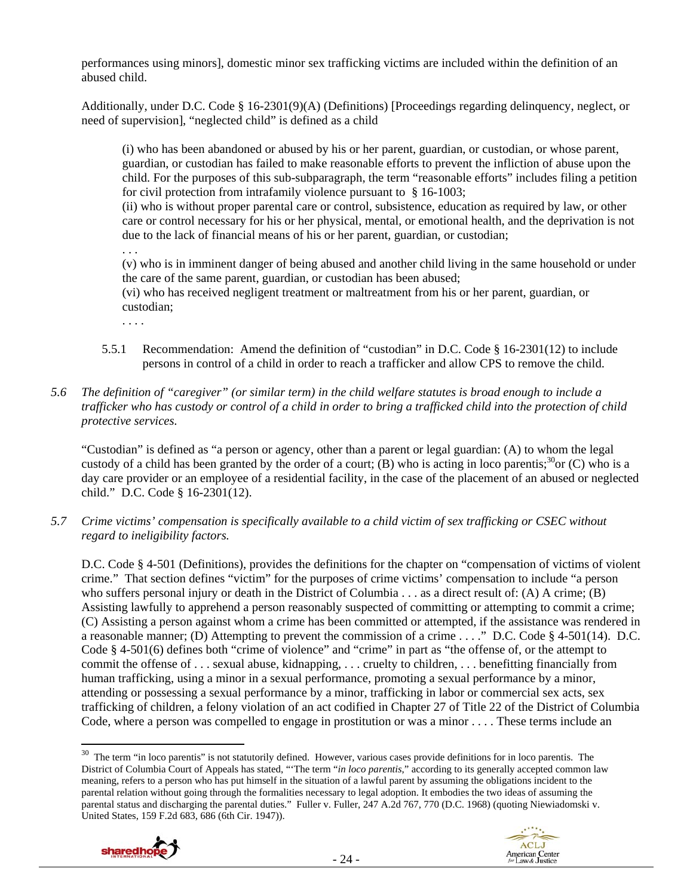performances using minors], domestic minor sex trafficking victims are included within the definition of an abused child.

Additionally, under D.C. Code § 16-2301(9)(A) (Definitions) [Proceedings regarding delinquency, neglect, or need of supervision], "neglected child" is defined as a child

> (i) who has been abandoned or abused by his or her parent, guardian, or custodian, or whose parent, guardian, or custodian has failed to make reasonable efforts to prevent the infliction of abuse upon the child. For the purposes of this sub-subparagraph, the term "reasonable efforts" includes filing a petition for civil protection from intrafamily violence pursuant to § 16-1003;
> (ii) who is without proper parental care or control, subsistence, education as required by law, or other care or control necessary for his or her physical, mental, or emotional health, and the deprivation is not due to the lack of financial means of his or her parent, guardian, or custodian;
> . . .
> (v) who is in imminent danger of being abused and another child living in the same household or under the care of the same parent, guardian, or custodian has been abused;
> (vi) who has received negligent treatment or maltreatment from his or her parent, guardian, or custodian;
> . . . .

5.5.1 Recommendation: Amend the definition of "custodian" in D.C. Code § 16-2301(12) to include persons in control of a child in order to reach a trafficker and allow CPS to remove the child.

*5.6 The definition of "caregiver" (or similar term) in the child welfare statutes is broad enough to include a trafficker who has custody or control of a child in order to bring a trafficked child into the protection of child protective services.*

"Custodian" is defined as "a person or agency, other than a parent or legal guardian: (A) to whom the legal custody of a child has been granted by the order of a court; (B) who is acting in loco parentis;[30] or (C) who is a day care provider or an employee of a residential facility, in the case of the placement of an abused or neglected child." D.C. Code § 16-2301(12).

*5.7 Crime victims' compensation is specifically available to a child victim of sex trafficking or CSEC without regard to ineligibility factors.*

D.C. Code § 4-501 (Definitions), provides the definitions for the chapter on "compensation of victims of violent crime." That section defines "victim" for the purposes of crime victims' compensation to include "a person who suffers personal injury or death in the District of Columbia . . . as a direct result of: (A) A crime; (B) Assisting lawfully to apprehend a person reasonably suspected of committing or attempting to commit a crime; (C) Assisting a person against whom a crime has been committed or attempted, if the assistance was rendered in a reasonable manner; (D) Attempting to prevent the commission of a crime . . . ." D.C. Code § 4-501(14). D.C. Code § 4-501(6) defines both "crime of violence" and "crime" in part as "the offense of, or the attempt to commit the offense of . . . sexual abuse, kidnapping, . . . cruelty to children, . . . benefitting financially from human trafficking, using a minor in a sexual performance, promoting a sexual performance by a minor, attending or possessing a sexual performance by a minor, trafficking in labor or commercial sex acts, sex trafficking of children, a felony violation of an act codified in Chapter 27 of Title 22 of the District of Columbia Code, where a person was compelled to engage in prostitution or was a minor . . . . These terms include an

---

[30] The term "in loco parentis" is not statutorily defined. However, various cases provide definitions for in loco parentis. The District of Columbia Court of Appeals has stated, "'The term "*in loco parentis*," according to its generally accepted common law meaning, refers to a person who has put himself in the situation of a lawful parent by assuming the obligations incident to the parental relation without going through the formalities necessary to legal adoption. It embodies the two ideas of assuming the parental status and discharging the parental duties." Fuller v. Fuller, 247 A.2d 767, 770 (D.C. 1968) (quoting Niewiadomski v. United States, 159 F.2d 683, 686 (6th Cir. 1947)).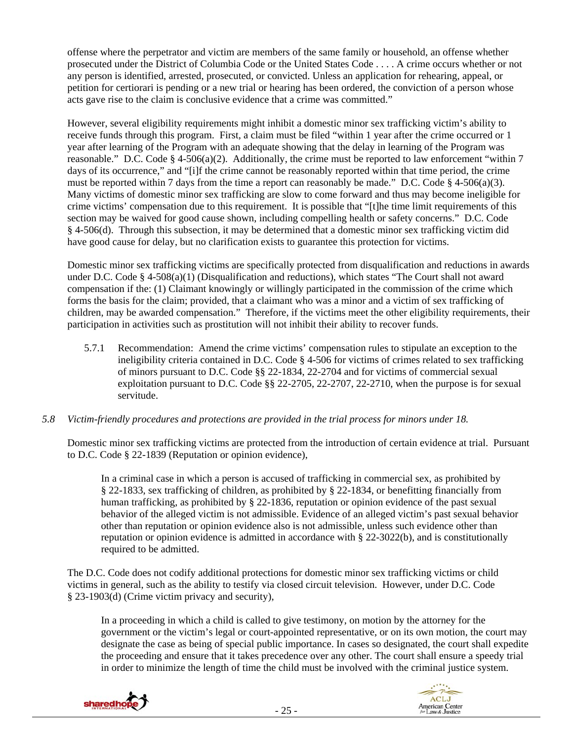offense where the perpetrator and victim are members of the same family or household, an offense whether prosecuted under the District of Columbia Code or the United States Code . . . . A crime occurs whether or not any person is identified, arrested, prosecuted, or convicted. Unless an application for rehearing, appeal, or petition for certiorari is pending or a new trial or hearing has been ordered, the conviction of a person whose acts gave rise to the claim is conclusive evidence that a crime was committed."

However, several eligibility requirements might inhibit a domestic minor sex trafficking victim's ability to receive funds through this program. First, a claim must be filed "within 1 year after the crime occurred or 1 year after learning of the Program with an adequate showing that the delay in learning of the Program was reasonable." D.C. Code § 4-506(a)(2). Additionally, the crime must be reported to law enforcement "within 7 days of its occurrence," and "[i]f the crime cannot be reasonably reported within that time period, the crime must be reported within 7 days from the time a report can reasonably be made." D.C. Code § 4-506(a)(3). Many victims of domestic minor sex trafficking are slow to come forward and thus may become ineligible for crime victims' compensation due to this requirement. It is possible that "[t]he time limit requirements of this section may be waived for good cause shown, including compelling health or safety concerns." D.C. Code § 4-506(d). Through this subsection, it may be determined that a domestic minor sex trafficking victim did have good cause for delay, but no clarification exists to guarantee this protection for victims.

Domestic minor sex trafficking victims are specifically protected from disqualification and reductions in awards under D.C. Code § 4-508(a)(1) (Disqualification and reductions), which states "The Court shall not award compensation if the: (1) Claimant knowingly or willingly participated in the commission of the crime which forms the basis for the claim; provided, that a claimant who was a minor and a victim of sex trafficking of children, may be awarded compensation." Therefore, if the victims meet the other eligibility requirements, their participation in activities such as prostitution will not inhibit their ability to recover funds.

5.7.1 Recommendation: Amend the crime victims' compensation rules to stipulate an exception to the ineligibility criteria contained in D.C. Code § 4-506 for victims of crimes related to sex trafficking of minors pursuant to D.C. Code §§ 22-1834, 22-2704 and for victims of commercial sexual exploitation pursuant to D.C. Code §§ 22-2705, 22-2707, 22-2710, when the purpose is for sexual servitude.

*5.8 Victim-friendly procedures and protections are provided in the trial process for minors under 18.*

Domestic minor sex trafficking victims are protected from the introduction of certain evidence at trial. Pursuant to D.C. Code § 22-1839 (Reputation or opinion evidence),

> In a criminal case in which a person is accused of trafficking in commercial sex, as prohibited by § 22-1833, sex trafficking of children, as prohibited by § 22-1834, or benefitting financially from human trafficking, as prohibited by § 22-1836, reputation or opinion evidence of the past sexual behavior of the alleged victim is not admissible. Evidence of an alleged victim's past sexual behavior other than reputation or opinion evidence also is not admissible, unless such evidence other than reputation or opinion evidence is admitted in accordance with § 22-3022(b), and is constitutionally required to be admitted.

The D.C. Code does not codify additional protections for domestic minor sex trafficking victims or child victims in general, such as the ability to testify via closed circuit television. However, under D.C. Code § 23-1903(d) (Crime victim privacy and security),

> In a proceeding in which a child is called to give testimony, on motion by the attorney for the government or the victim's legal or court-appointed representative, or on its own motion, the court may designate the case as being of special public importance. In cases so designated, the court shall expedite the proceeding and ensure that it takes precedence over any other. The court shall ensure a speedy trial in order to minimize the length of time the child must be involved with the criminal justice system.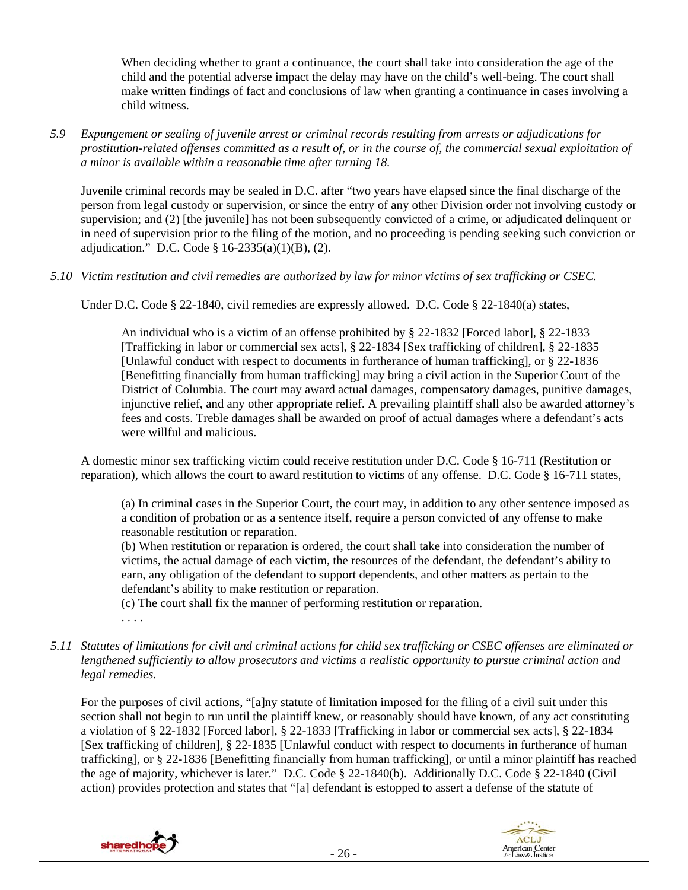> When deciding whether to grant a continuance, the court shall take into consideration the age of the child and the potential adverse impact the delay may have on the child's well-being. The court shall make written findings of fact and conclusions of law when granting a continuance in cases involving a child witness.

*5.9 Expungement or sealing of juvenile arrest or criminal records resulting from arrests or adjudications for prostitution-related offenses committed as a result of, or in the course of, the commercial sexual exploitation of a minor is available within a reasonable time after turning 18.*

Juvenile criminal records may be sealed in D.C. after "two years have elapsed since the final discharge of the person from legal custody or supervision, or since the entry of any other Division order not involving custody or supervision; and (2) [the juvenile] has not been subsequently convicted of a crime, or adjudicated delinquent or in need of supervision prior to the filing of the motion, and no proceeding is pending seeking such conviction or adjudication." D.C. Code § 16-2335(a)(1)(B), (2).

*5.10 Victim restitution and civil remedies are authorized by law for minor victims of sex trafficking or CSEC.*

Under D.C. Code § 22-1840, civil remedies are expressly allowed. D.C. Code § 22-1840(a) states,

> An individual who is a victim of an offense prohibited by § 22-1832 [Forced labor], § 22-1833 [Trafficking in labor or commercial sex acts], § 22-1834 [Sex trafficking of children], § 22-1835 [Unlawful conduct with respect to documents in furtherance of human trafficking], or § 22-1836 [Benefitting financially from human trafficking] may bring a civil action in the Superior Court of the District of Columbia. The court may award actual damages, compensatory damages, punitive damages, injunctive relief, and any other appropriate relief. A prevailing plaintiff shall also be awarded attorney's fees and costs. Treble damages shall be awarded on proof of actual damages where a defendant's acts were willful and malicious.

A domestic minor sex trafficking victim could receive restitution under D.C. Code § 16-711 (Restitution or reparation), which allows the court to award restitution to victims of any offense. D.C. Code § 16-711 states,

> (a) In criminal cases in the Superior Court, the court may, in addition to any other sentence imposed as a condition of probation or as a sentence itself, require a person convicted of any offense to make reasonable restitution or reparation.
> (b) When restitution or reparation is ordered, the court shall take into consideration the number of victims, the actual damage of each victim, the resources of the defendant, the defendant's ability to earn, any obligation of the defendant to support dependents, and other matters as pertain to the defendant's ability to make restitution or reparation.
> (c) The court shall fix the manner of performing restitution or reparation.
> . . . .

*5.11 Statutes of limitations for civil and criminal actions for child sex trafficking or CSEC offenses are eliminated or lengthened sufficiently to allow prosecutors and victims a realistic opportunity to pursue criminal action and legal remedies.*

For the purposes of civil actions, "[a]ny statute of limitation imposed for the filing of a civil suit under this section shall not begin to run until the plaintiff knew, or reasonably should have known, of any act constituting a violation of § 22-1832 [Forced labor], § 22-1833 [Trafficking in labor or commercial sex acts], § 22-1834 [Sex trafficking of children], § 22-1835 [Unlawful conduct with respect to documents in furtherance of human trafficking], or § 22-1836 [Benefitting financially from human trafficking], or until a minor plaintiff has reached the age of majority, whichever is later." D.C. Code § 22-1840(b). Additionally D.C. Code § 22-1840 (Civil action) provides protection and states that "[a] defendant is estopped to assert a defense of the statute of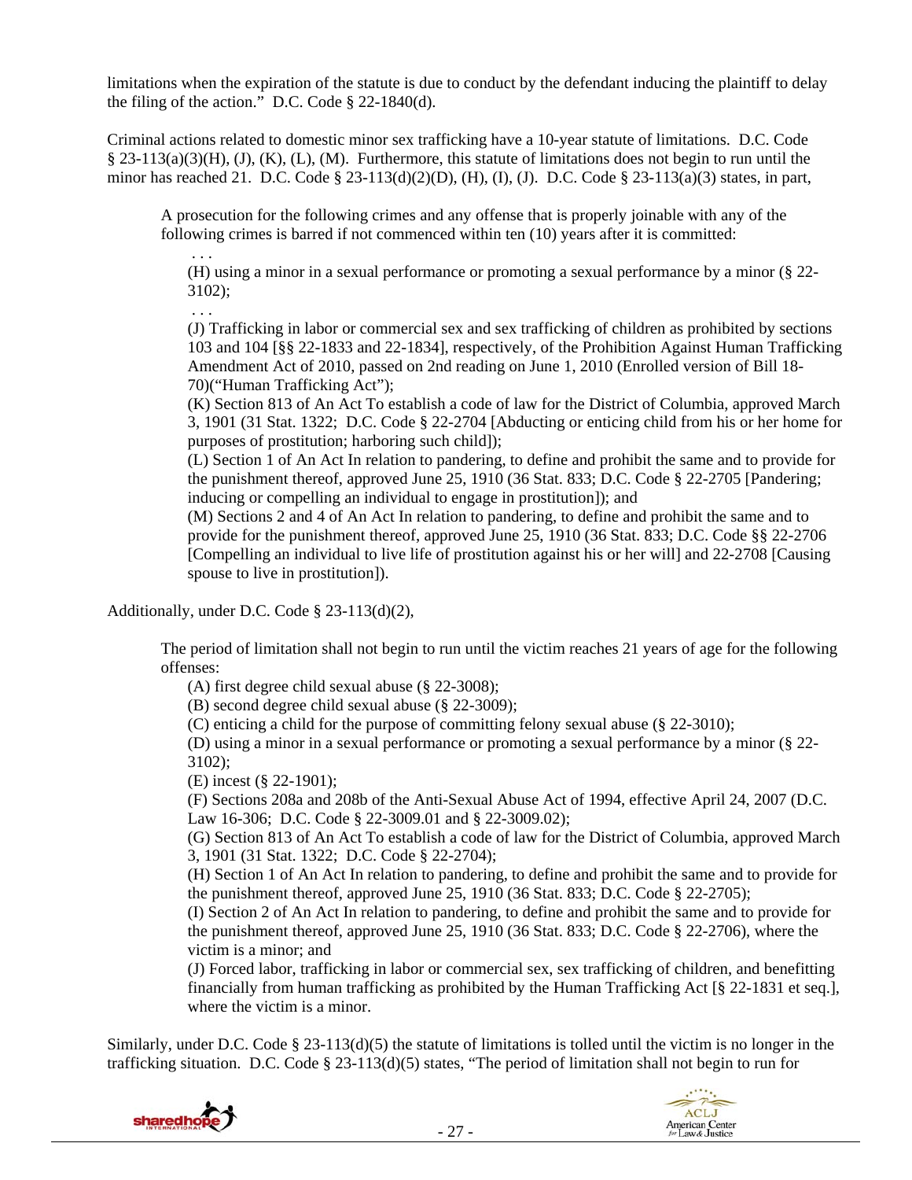limitations when the expiration of the statute is due to conduct by the defendant inducing the plaintiff to delay the filing of the action." D.C. Code § 22-1840(d).

Criminal actions related to domestic minor sex trafficking have a 10-year statute of limitations. D.C. Code § 23-113(a)(3)(H), (J), (K), (L), (M). Furthermore, this statute of limitations does not begin to run until the minor has reached 21. D.C. Code § 23-113(d)(2)(D), (H), (I), (J). D.C. Code § 23-113(a)(3) states, in part,

> A prosecution for the following crimes and any offense that is properly joinable with any of the following crimes is barred if not commenced within ten (10) years after it is committed:
>
> . . .
>
> (H) using a minor in a sexual performance or promoting a sexual performance by a minor (§ 22-3102);
>
> . . .
>
> (J) Trafficking in labor or commercial sex and sex trafficking of children as prohibited by sections 103 and 104 [§§ 22-1833 and 22-1834], respectively, of the Prohibition Against Human Trafficking Amendment Act of 2010, passed on 2nd reading on June 1, 2010 (Enrolled version of Bill 18-70)("Human Trafficking Act");
>
> (K) Section 813 of An Act To establish a code of law for the District of Columbia, approved March 3, 1901 (31 Stat. 1322; D.C. Code § 22-2704 [Abducting or enticing child from his or her home for purposes of prostitution; harboring such child]);
>
> (L) Section 1 of An Act In relation to pandering, to define and prohibit the same and to provide for the punishment thereof, approved June 25, 1910 (36 Stat. 833; D.C. Code § 22-2705 [Pandering; inducing or compelling an individual to engage in prostitution]); and
>
> (M) Sections 2 and 4 of An Act In relation to pandering, to define and prohibit the same and to provide for the punishment thereof, approved June 25, 1910 (36 Stat. 833; D.C. Code §§ 22-2706 [Compelling an individual to live life of prostitution against his or her will] and 22-2708 [Causing spouse to live in prostitution]).

Additionally, under D.C. Code § 23-113(d)(2),

> The period of limitation shall not begin to run until the victim reaches 21 years of age for the following offenses:
>
> (A) first degree child sexual abuse (§ 22-3008);
>
> (B) second degree child sexual abuse (§ 22-3009);
>
> (C) enticing a child for the purpose of committing felony sexual abuse (§ 22-3010);
>
> (D) using a minor in a sexual performance or promoting a sexual performance by a minor (§ 22-3102);
>
> (E) incest (§ 22-1901);
>
> (F) Sections 208a and 208b of the Anti-Sexual Abuse Act of 1994, effective April 24, 2007 (D.C. Law 16-306; D.C. Code § 22-3009.01 and § 22-3009.02);
>
> (G) Section 813 of An Act To establish a code of law for the District of Columbia, approved March 3, 1901 (31 Stat. 1322; D.C. Code § 22-2704);
>
> (H) Section 1 of An Act In relation to pandering, to define and prohibit the same and to provide for the punishment thereof, approved June 25, 1910 (36 Stat. 833; D.C. Code § 22-2705);
>
> (I) Section 2 of An Act In relation to pandering, to define and prohibit the same and to provide for the punishment thereof, approved June 25, 1910 (36 Stat. 833; D.C. Code § 22-2706), where the victim is a minor; and
>
> (J) Forced labor, trafficking in labor or commercial sex, sex trafficking of children, and benefitting financially from human trafficking as prohibited by the Human Trafficking Act [§ 22-1831 et seq.], where the victim is a minor.

Similarly, under D.C. Code § 23-113(d)(5) the statute of limitations is tolled until the victim is no longer in the trafficking situation. D.C. Code § 23-113(d)(5) states, "The period of limitation shall not begin to run for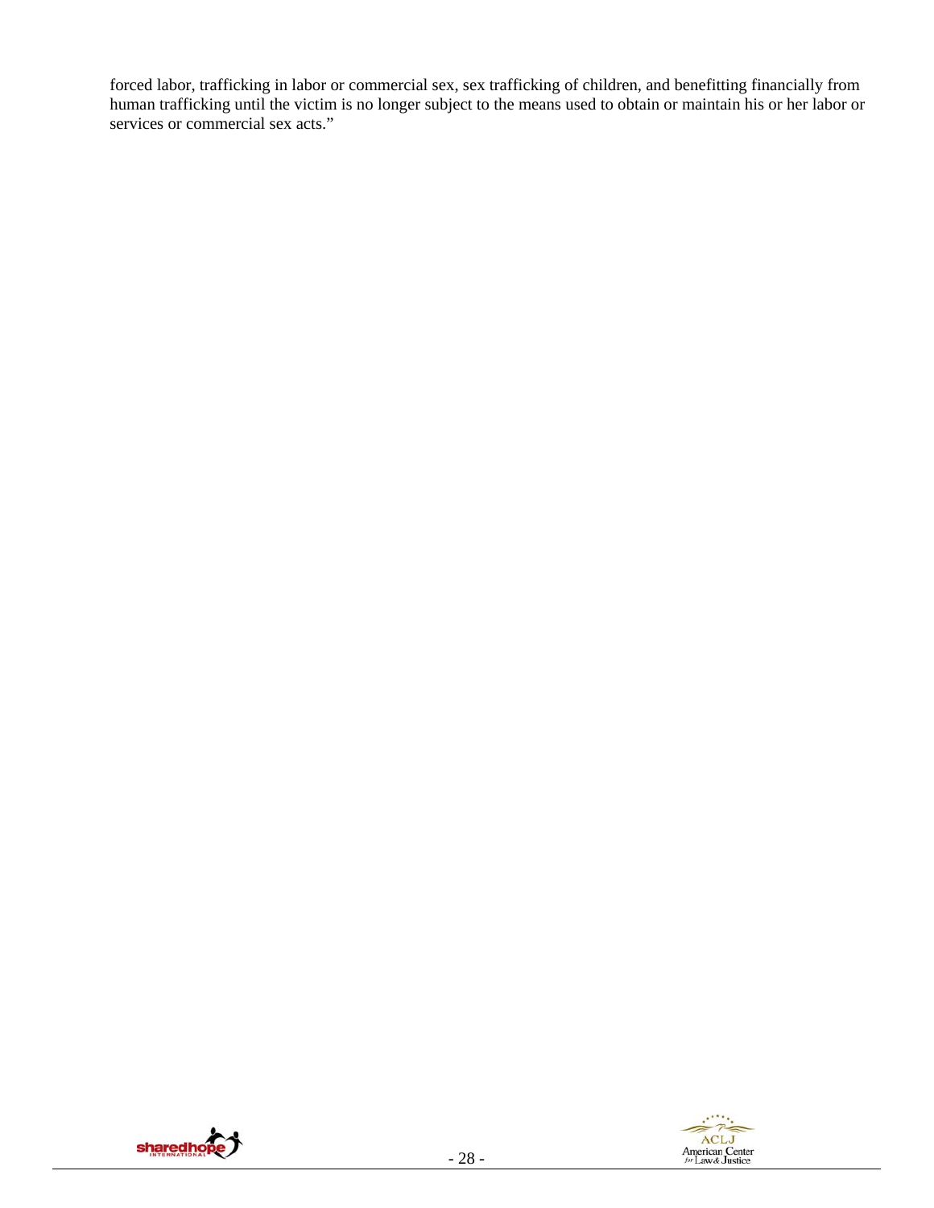forced labor, trafficking in labor or commercial sex, sex trafficking of children, and benefitting financially from human trafficking until the victim is no longer subject to the means used to obtain or maintain his or her labor or services or commercial sex acts."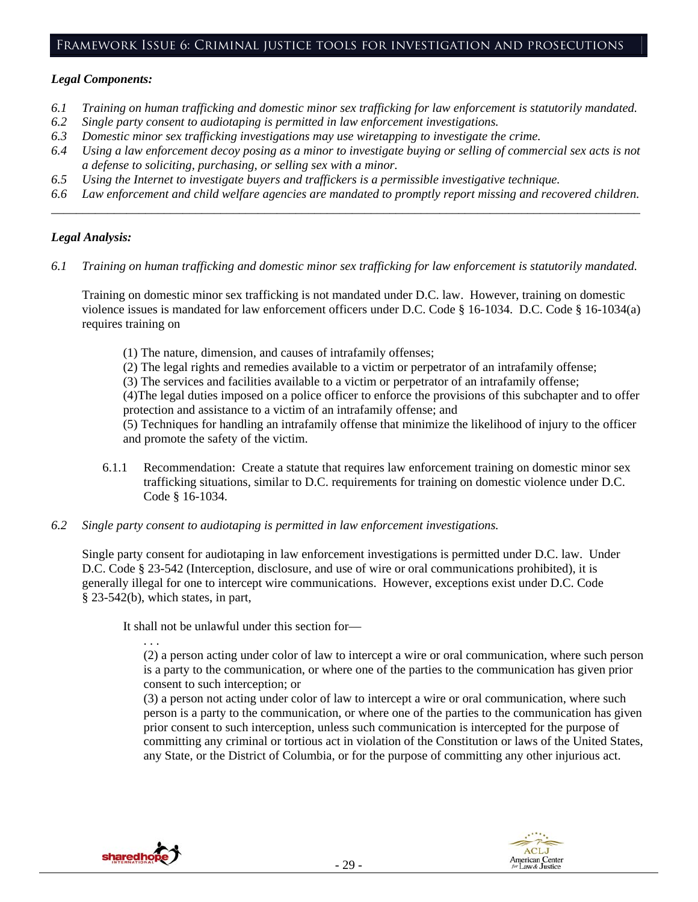## Framework Issue 6: Criminal justice tools for investigation and prosecutions

***Legal Components:***

*6.1 Training on human trafficking and domestic minor sex trafficking for law enforcement is statutorily mandated.*
*6.2 Single party consent to audiotaping is permitted in law enforcement investigations.*
*6.3 Domestic minor sex trafficking investigations may use wiretapping to investigate the crime.*
*6.4 Using a law enforcement decoy posing as a minor to investigate buying or selling of commercial sex acts is not a defense to soliciting, purchasing, or selling sex with a minor.*
*6.5 Using the Internet to investigate buyers and traffickers is a permissible investigative technique.*
*6.6 Law enforcement and child welfare agencies are mandated to promptly report missing and recovered children.*

---

***Legal Analysis:***

*6.1 Training on human trafficking and domestic minor sex trafficking for law enforcement is statutorily mandated.*

Training on domestic minor sex trafficking is not mandated under D.C. law. However, training on domestic violence issues is mandated for law enforcement officers under D.C. Code § 16-1034. D.C. Code § 16-1034(a) requires training on

> (1) The nature, dimension, and causes of intrafamily offenses;
> (2) The legal rights and remedies available to a victim or perpetrator of an intrafamily offense;
> (3) The services and facilities available to a victim or perpetrator of an intrafamily offense;
> (4)The legal duties imposed on a police officer to enforce the provisions of this subchapter and to offer protection and assistance to a victim of an intrafamily offense; and
> (5) Techniques for handling an intrafamily offense that minimize the likelihood of injury to the officer and promote the safety of the victim.

6.1.1 Recommendation: Create a statute that requires law enforcement training on domestic minor sex trafficking situations, similar to D.C. requirements for training on domestic violence under D.C. Code § 16-1034.

*6.2 Single party consent to audiotaping is permitted in law enforcement investigations.*

Single party consent for audiotaping in law enforcement investigations is permitted under D.C. law. Under D.C. Code § 23-542 (Interception, disclosure, and use of wire or oral communications prohibited), it is generally illegal for one to intercept wire communications. However, exceptions exist under D.C. Code § 23-542(b), which states, in part,

> It shall not be unlawful under this section for—
>
> . . .
>
> (2) a person acting under color of law to intercept a wire or oral communication, where such person is a party to the communication, or where one of the parties to the communication has given prior consent to such interception; or
>
> (3) a person not acting under color of law to intercept a wire or oral communication, where such person is a party to the interception, or where one of the parties to the communication has given prior consent to such interception, unless such communication is intercepted for the purpose of committing any criminal or tortious act in violation of the Constitution or laws of the United States, any State, or the District of Columbia, or for the purpose of committing any other injurious act.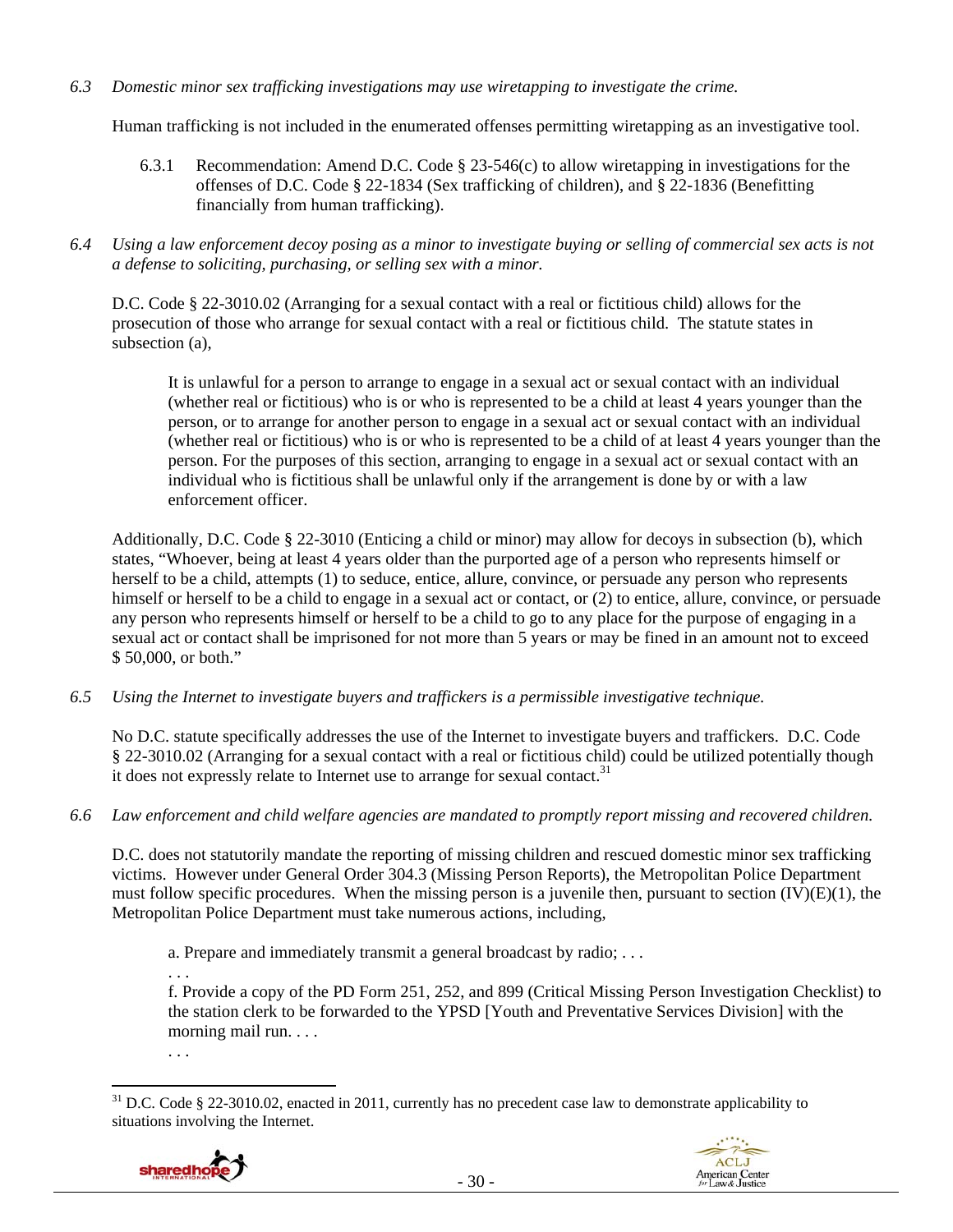*6.3 Domestic minor sex trafficking investigations may use wiretapping to investigate the crime.*

Human trafficking is not included in the enumerated offenses permitting wiretapping as an investigative tool.

6.3.1 Recommendation: Amend D.C. Code § 23-546(c) to allow wiretapping in investigations for the offenses of D.C. Code § 22-1834 (Sex trafficking of children), and § 22-1836 (Benefitting financially from human trafficking).

*6.4 Using a law enforcement decoy posing as a minor to investigate buying or selling of commercial sex acts is not a defense to soliciting, purchasing, or selling sex with a minor.*

D.C. Code § 22-3010.02 (Arranging for a sexual contact with a real or fictitious child) allows for the prosecution of those who arrange for sexual contact with a real or fictitious child. The statute states in subsection (a),

> It is unlawful for a person to arrange to engage in a sexual act or sexual contact with an individual (whether real or fictitious) who is or who is represented to be a child at least 4 years younger than the person, or to arrange for another person to engage in a sexual act or sexual contact with an individual (whether real or fictitious) who is or who is represented to be a child of at least 4 years younger than the person. For the purposes of this section, arranging to engage in a sexual act or sexual contact with an individual who is fictitious shall be unlawful only if the arrangement is done by or with a law enforcement officer.

Additionally, D.C. Code § 22-3010 (Enticing a child or minor) may allow for decoys in subsection (b), which states, "Whoever, being at least 4 years older than the purported age of a person who represents himself or herself to be a child, attempts (1) to seduce, entice, allure, convince, or persuade any person who represents himself or herself to be a child to engage in a sexual act or contact, or (2) to entice, allure, convince, or persuade any person who represents himself or herself to be a child to go to any place for the purpose of engaging in a sexual act or contact shall be imprisoned for not more than 5 years or may be fined in an amount not to exceed $ 50,000, or both."

*6.5 Using the Internet to investigate buyers and traffickers is a permissible investigative technique.*

No D.C. statute specifically addresses the use of the Internet to investigate buyers and traffickers. D.C. Code § 22-3010.02 (Arranging for a sexual contact with a real or fictitious child) could be utilized potentially though it does not expressly relate to Internet use to arrange for sexual contact.[31]

*6.6 Law enforcement and child welfare agencies are mandated to promptly report missing and recovered children.*

D.C. does not statutorily mandate the reporting of missing children and rescued domestic minor sex trafficking victims. However under General Order 304.3 (Missing Person Reports), the Metropolitan Police Department must follow specific procedures. When the missing person is a juvenile then, pursuant to section (IV)(E)(1), the Metropolitan Police Department must take numerous actions, including,

> a. Prepare and immediately transmit a general broadcast by radio; . . .
>
> . . .
>
> f. Provide a copy of the PD Form 251, 252, and 899 (Critical Missing Person Investigation Checklist) to the station clerk to be forwarded to the YPSD [Youth and Preventative Services Division] with the morning mail run. . . .
>
> . . .

---

[31] D.C. Code § 22-3010.02, enacted in 2011, currently has no precedent case law to demonstrate applicability to situations involving the Internet.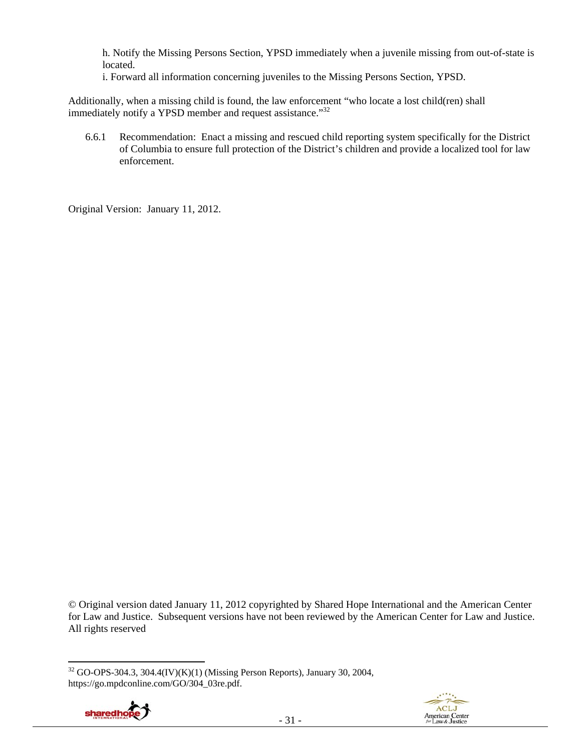h. Notify the Missing Persons Section, YPSD immediately when a juvenile missing from out-of-state is located.

i. Forward all information concerning juveniles to the Missing Persons Section, YPSD.

Additionally, when a missing child is found, the law enforcement "who locate a lost child(ren) shall immediately notify a YPSD member and request assistance."[32]

6.6.1 Recommendation: Enact a missing and rescued child reporting system specifically for the District of Columbia to ensure full protection of the District's children and provide a localized tool for law enforcement.

Original Version: January 11, 2012.

© Original version dated January 11, 2012 copyrighted by Shared Hope International and the American Center for Law and Justice. Subsequent versions have not been reviewed by the American Center for Law and Justice. All rights reserved

[32] GO-OPS-304.3, 304.4(IV)(K)(1) (Missing Person Reports), January 30, 2004, https://go.mpdconline.com/GO/304_03re.pdf.